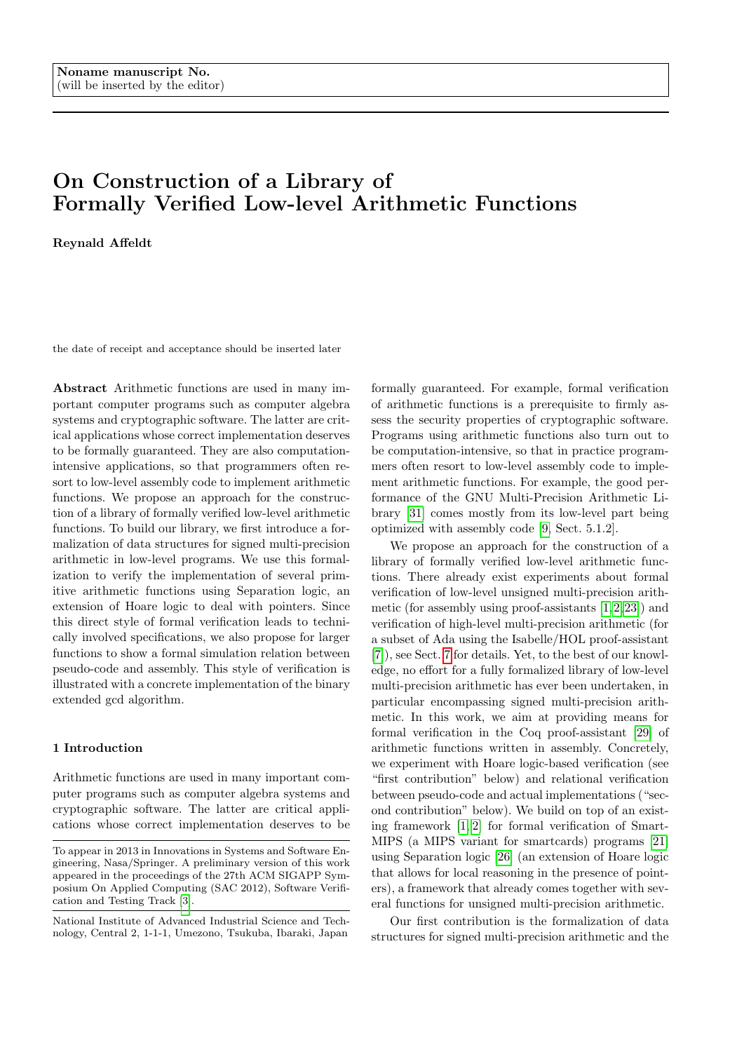Noname manuscript No.
(will be inserted by the editor)

# On Construction of a Library of Formally Verified Low-level Arithmetic Functions

**Reynald Affeldt**

the date of receipt and acceptance should be inserted later

**Abstract** Arithmetic functions are used in many important computer programs such as computer algebra systems and cryptographic software. The latter are critical applications whose correct implementation deserves to be formally guaranteed. They are also computation-intensive applications, so that programmers often resort to low-level assembly code to implement arithmetic functions. We propose an approach for the construction of a library of formally verified low-level arithmetic functions. To build our library, we first introduce a formalization of data structures for signed multi-precision arithmetic in low-level programs. We use this formalization to verify the implementation of several primitive arithmetic functions using Separation logic, an extension of Hoare logic to deal with pointers. Since this direct style of formal verification leads to technically involved specifications, we also propose for larger functions to show a formal simulation relation between pseudo-code and assembly. This style of verification is illustrated with a concrete implementation of the binary extended gcd algorithm.

## 1 Introduction

Arithmetic functions are used in many important computer programs such as computer algebra systems and cryptographic software. The latter are critical applications whose correct implementation deserves to be formally guaranteed. For example, formal verification of arithmetic functions is a prerequisite to firmly assess the security properties of cryptographic software. Programs using arithmetic functions also turn out to be computation-intensive, so that in practice programmers often resort to low-level assembly code to implement arithmetic functions. For example, the good performance of the GNU Multi-Precision Arithmetic Library [31] comes mostly from its low-level part being optimized with assembly code [9, Sect. 5.1.2].

We propose an approach for the construction of a library of formally verified low-level arithmetic functions. There already exist experiments about formal verification of low-level unsigned multi-precision arithmetic (for assembly using proof-assistants [1,2,23]) and verification of high-level multi-precision arithmetic (for a subset of Ada using the Isabelle/HOL proof-assistant [7]), see Sect. 7 for details. Yet, to the best of our knowledge, no effort for a fully formalized library of low-level multi-precision arithmetic has ever been undertaken, in particular encompassing signed multi-precision arithmetic. In this work, we aim at providing means for formal verification in the Coq proof-assistant [29] of arithmetic functions written in assembly. Concretely, we experiment with Hoare logic-based verification (see "first contribution" below) and relational verification between pseudo-code and actual implementations ("second contribution" below). We build on top of an existing framework [1,2] for formal verification of SmartMIPS (a MIPS variant for smartcards) programs [21] using Separation logic [26] (an extension of Hoare logic that allows for local reasoning in the presence of pointers), a framework that already comes together with several functions for unsigned multi-precision arithmetic.

Our first contribution is the formalization of data structures for signed multi-precision arithmetic and the

---

To appear in 2013 in Innovations in Systems and Software Engineering, Nasa/Springer. A preliminary version of this work appeared in the proceedings of the 27th ACM SIGAPP Symposium On Applied Computing (SAC 2012), Software Verification and Testing Track [3].

National Institute of Advanced Industrial Science and Technology, Central 2, 1-1-1, Umezono, Tsukuba, Ibaraki, Japan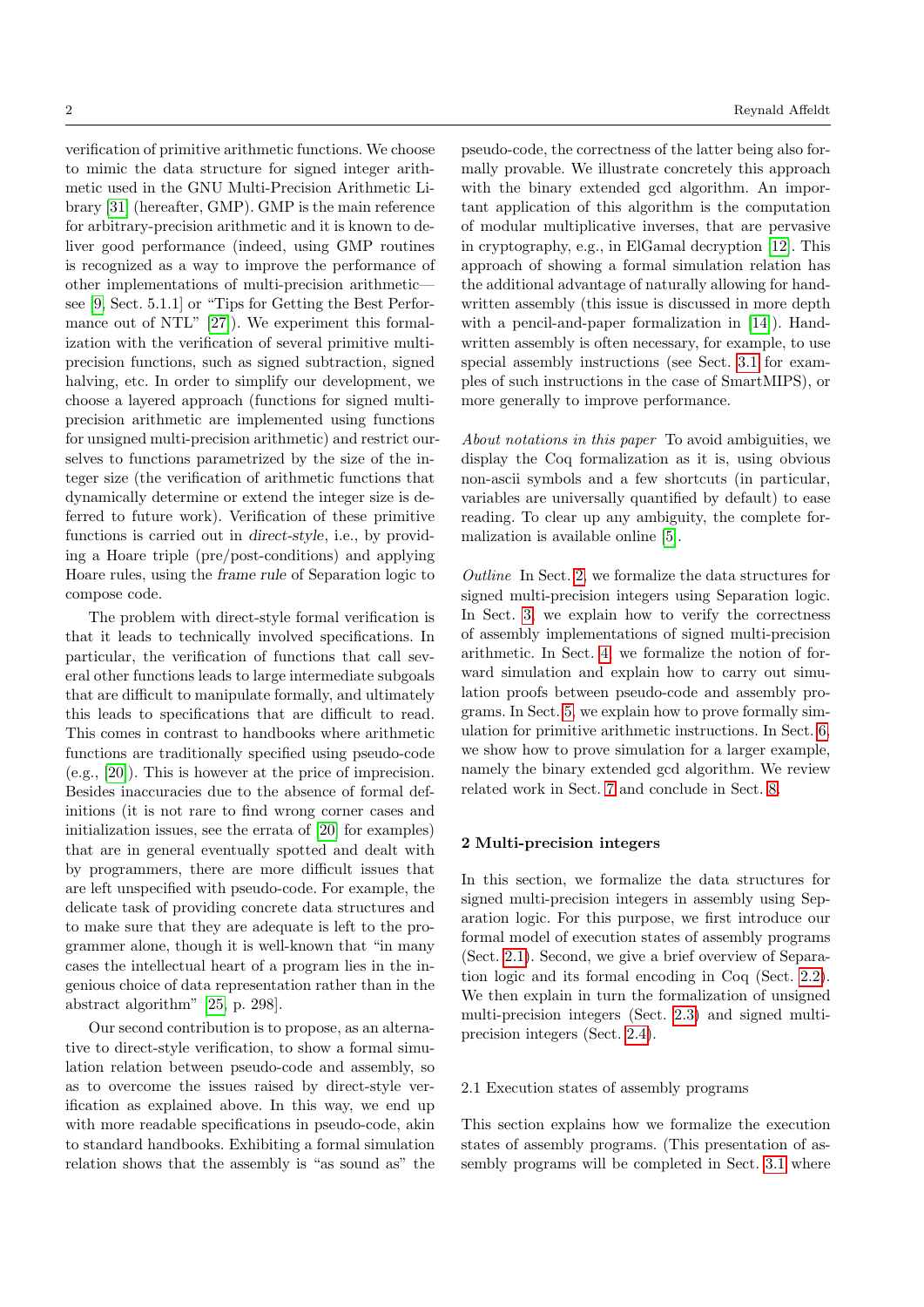verification of primitive arithmetic functions. We choose to mimic the data structure for signed integer arithmetic used in the GNU Multi-Precision Arithmetic Library [31] (hereafter, GMP). GMP is the main reference for arbitrary-precision arithmetic and it is known to deliver good performance (indeed, using GMP routines is recognized as a way to improve the performance of other implementations of multi-precision arithmetic—see [9, Sect. 5.1.1] or "Tips for Getting the Best Performance out of NTL" [27]). We experiment this formalization with the verification of several primitive multi-precision functions, such as signed subtraction, signed halving, etc. In order to simplify our development, we choose a layered approach (functions for signed multi-precision arithmetic are implemented using functions for unsigned multi-precision arithmetic) and restrict ourselves to functions parametrized by the size of the integer size (the verification of arithmetic functions that dynamically determine or extend the integer size is deferred to future work). Verification of these primitive functions is carried out in *direct-style*, i.e., by providing a Hoare triple (pre/post-conditions) and applying Hoare rules, using the *frame rule* of Separation logic to compose code.

The problem with direct-style formal verification is that it leads to technically involved specifications. In particular, the verification of functions that call several other functions leads to large intermediate subgoals that are difficult to manipulate formally, and ultimately this leads to specifications that are difficult to read. This comes in contrast to handbooks where arithmetic functions are traditionally specified using pseudo-code (e.g., [20]). This is however at the price of imprecision. Besides inaccuracies due to the absence of formal definitions (it is not rare to find wrong corner cases and initialization issues, see the errata of [20] for examples) that are in general eventually spotted and dealt with by programmers, there are more difficult issues that are left unspecified with pseudo-code. For example, the delicate task of providing concrete data structures and to make sure that they are adequate is left to the programmer alone, though it is well-known that "in many cases the intellectual heart of a program lies in the ingenious choice of data representation rather than in the abstract algorithm" [25, p. 298].

Our second contribution is to propose, as an alternative to direct-style verification, to show a formal simulation relation between pseudo-code and assembly, so as to overcome the issues raised by direct-style verification as explained above. In this way, we end up with more readable specifications in pseudo-code, akin to standard handbooks. Exhibiting a formal simulation relation shows that the assembly is "as sound as" the pseudo-code, the correctness of the latter being also formally provable. We illustrate concretely this approach with the binary extended gcd algorithm. An important application of this algorithm is the computation of modular multiplicative inverses, that are pervasive in cryptography, e.g., in ElGamal decryption [12]. This approach of showing a formal simulation relation has the additional advantage of naturally allowing for handwritten assembly (this issue is discussed in more depth with a pencil-and-paper formalization in [14]). Handwritten assembly is often necessary, for example, to use special assembly instructions (see Sect. 3.1 for examples of such instructions in the case of SmartMIPS), or more generally to improve performance.

*About notations in this paper* To avoid ambiguities, we display the Coq formalization as it is, using obvious non-ascii symbols and a few shortcuts (in particular, variables are universally quantified by default) to ease reading. To clear up any ambiguity, the complete formalization is available online [5].

*Outline* In Sect. 2, we formalize the data structures for signed multi-precision integers using Separation logic. In Sect. 3, we explain how to verify the correctness of assembly implementations of signed multi-precision arithmetic. In Sect. 4, we formalize the notion of forward simulation and explain how to carry out simulation proofs between pseudo-code and assembly programs. In Sect. 5, we explain how to prove formally simulation for primitive arithmetic instructions. In Sect. 6, we show how to prove simulation for a larger example, namely the binary extended gcd algorithm. We review related work in Sect. 7 and conclude in Sect. 8.

## 2 Multi-precision integers

In this section, we formalize the data structures for signed multi-precision integers in assembly using Separation logic. For this purpose, we first introduce our formal model of execution states of assembly programs (Sect. 2.1). Second, we give a brief overview of Separation logic and its formal encoding in Coq (Sect. 2.2). We then explain in turn the formalization of unsigned multi-precision integers (Sect. 2.3) and signed multi-precision integers (Sect. 2.4).

### 2.1 Execution states of assembly programs

This section explains how we formalize the execution states of assembly programs. (This presentation of assembly programs will be completed in Sect. 3.1 where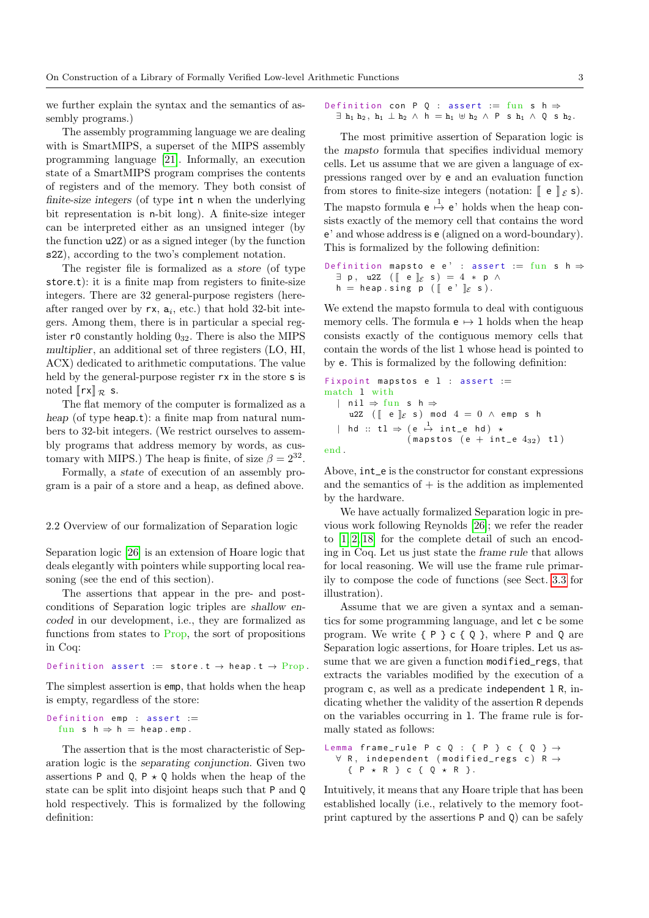we further explain the syntax and the semantics of assembly programs.)

The assembly programming language we are dealing with is SmartMIPS, a superset of the MIPS assembly programming language [21]. Informally, an execution state of a SmartMIPS program comprises the contents of registers and of the memory. They both consist of *finite-size integers* (of type `int n` when the underlying bit representation is n-bit long). A finite-size integer can be interpreted either as an unsigned integer (by the function `u2Z`) or as a signed integer (by the function `s2Z`), according to the two's complement notation.

The register file is formalized as a *store* (of type `store.t`): it is a finite map from registers to finite-size integers. There are 32 general-purpose registers (hereafter ranged over by `rx`, $a_i$, etc.) that hold 32-bit integers. Among them, there is in particular a special register `r0` constantly holding $0_{32}$. There is also the MIPS *multiplier*, an additional set of three registers (LO, HI, ACX) dedicated to arithmetic computations. The value held by the general-purpose register `rx` in the store `s` is noted $[\![\texttt{rx}]\!]_{\mathcal{R}}$ `s`.

The flat memory of the computer is formalized as a *heap* (of type `heap.t`): a finite map from natural numbers to 32-bit integers. (We restrict ourselves to assembly programs that address memory by words, as customary with MIPS.) The heap is finite, of size $\beta = 2^{32}$.

Formally, a *state* of execution of an assembly program is a pair of a store and a heap, as defined above.

## 2.2 Overview of our formalization of Separation logic

Separation logic [26] is an extension of Hoare logic that deals elegantly with pointers while supporting local reasoning (see the end of this section).

The assertions that appear in the pre- and postconditions of Separation logic triples are *shallow encoded* in our development, i.e., they are formalized as functions from states to Prop, the sort of propositions in Coq:

```
Definition assert := store.t → heap.t → Prop.
```

The simplest assertion is `emp`, that holds when the heap is empty, regardless of the store:

```
Definition emp : assert :=
  fun s h ⇒ h = heap.emp.
```

The assertion that is the most characteristic of Separation logic is the *separating conjunction*. Given two assertions `P` and `Q`, `P ⋆ Q` holds when the heap of the state can be split into disjoint heaps such that `P` and `Q` hold respectively. This is formalized by the following definition:

```
Definition con P Q : assert := fun s h ⇒
  ∃ h1 h2, h1 ⊥ h2 ∧ h = h1 ⊎ h2 ∧ P s h1 ∧ Q s h2.
```

The most primitive assertion of Separation logic is the *mapsto* formula that specifies individual memory cells. Let us assume that we are given a language of expressions ranged over by `e` and an evaluation function from stores to finite-size integers (notation: $[\![\ \texttt{e}\ ]\!]_{\mathcal{E}}$ `s`). The mapsto formula $\texttt{e} \overset{1}{\mapsto} \texttt{e'}$ holds when the heap consists exactly of the memory cell that contains the word `e'` and whose address is `e` (aligned on a word-boundary). This is formalized by the following definition:

```
Definition mapsto e e' : assert := fun s h ⇒
  ∃ p, u2Z ([[ e ]]_E s) = 4 * p ∧
  h = heap.sing p ([[ e' ]]_E s).
```

We extend the mapsto formula to deal with contiguous memory cells. The formula `e ↦ l` holds when the heap consists exactly of the contiguous memory cells that contain the words of the list `l` whose head is pointed to by `e`. This is formalized by the following definition:

```
Fixpoint mapstos e l : assert :=
match l with
  | nil ⇒ fun s h ⇒
    u2Z ([[ e ]]_E s) mod 4 = 0 ∧ emp s h
  | hd :: tl ⇒ (e ↦1 int_e hd) ⋆
               (mapstos (e + int_e 4_32) tl)
end.
```

Above, `int_e` is the constructor for constant expressions and the semantics of + is the addition as implemented by the hardware.

We have actually formalized Separation logic in previous work following Reynolds [26]; we refer the reader to [1, 2, 18] for the complete detail of such an encoding in Coq. Let us just state the *frame rule* that allows for local reasoning. We will use the frame rule primarily to compose the code of functions (see Sect. 3.3 for illustration).

Assume that we are given a syntax and a semantics for some programming language, and let `c` be some program. We write `{ P } c { Q }`, where `P` and `Q` are Separation logic assertions, for Hoare triples. Let us assume that we are given a function `modified_regs`, that extracts the variables modified by the execution of a program `c`, as well as a predicate `independent l R`, indicating whether the validity of the assertion `R` depends on the variables occurring in `l`. The frame rule is formally stated as follows:

```
Lemma frame_rule P c Q : { P } c { Q } →
  ∀ R, independent (modified_regs c) R →
    { P ⋆ R } c { Q ⋆ R }.
```

Intuitively, it means that any Hoare triple that has been established locally (i.e., relatively to the memory footprint captured by the assertions `P` and `Q`) can be safely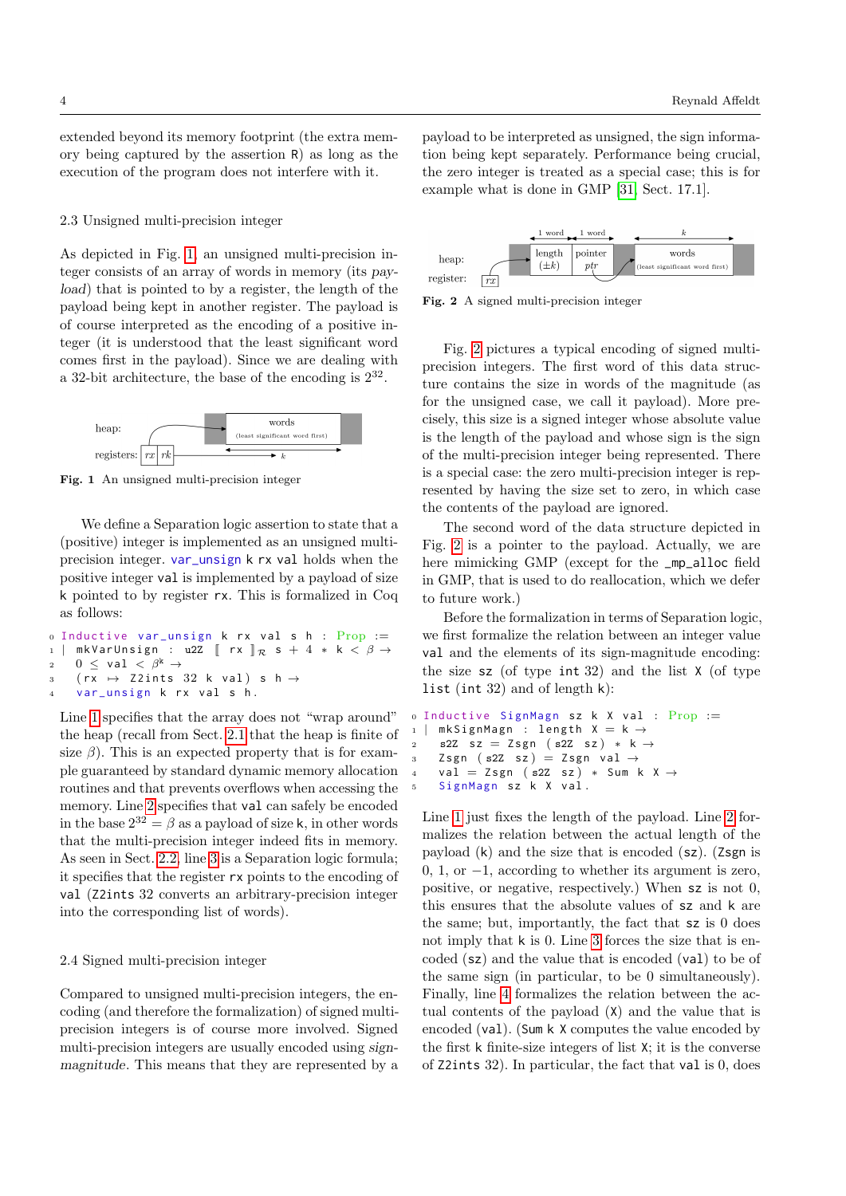extended beyond its memory footprint (the extra memory being captured by the assertion `R`) as long as the execution of the program does not interfere with it.

### 2.3 Unsigned multi-precision integer

As depicted in Fig. 1, an unsigned multi-precision integer consists of an array of words in memory (its *payload*) that is pointed to by a register, the length of the payload being kept in another register. The payload is of course interpreted as the encoding of a positive integer (it is understood that the least significant word comes first in the payload). Since we are dealing with a 32-bit architecture, the base of the encoding is $2^{32}$.

**Fig. 1** An unsigned multi-precision integer

We define a Separation logic assertion to state that a (positive) integer is implemented as an unsigned multi-precision integer. `var_unsign k rx val` holds when the positive integer `val` is implemented by a payload of size `k` pointed to by register `rx`. This is formalized in Coq as follows:

```
0 Inductive var_unsign k rx val s h : Prop :=
1 | mkVarUnsign : u2Z [ rx ]_R s + 4 * k < β →
2   0 ≤ val < β^k →
3   (rx ↦ Z2ints 32 k val) s h →
4   var_unsign k rx val s h.
```

Line 1 specifies that the array does not "wrap around" the heap (recall from Sect. 2.1 that the heap is finite of size $\beta$). This is an expected property that is for example guaranteed by standard dynamic memory allocation routines and that prevents overflows when accessing the memory. Line 2 specifies that `val` can safely be encoded in the base $2^{32} = \beta$ as a payload of size `k`, in other words that the multi-precision integer indeed fits in memory. As seen in Sect. 2.2, line 3 is a Separation logic formula; it specifies that the register `rx` points to the encoding of `val` (`Z2ints 32` converts an arbitrary-precision integer into the corresponding list of words).

### 2.4 Signed multi-precision integer

Compared to unsigned multi-precision integers, the encoding (and therefore the formalization) of signed multi-precision integers is of course more involved. Signed multi-precision integers are usually encoded using *sign-magnitude*. This means that they are represented by a payload to be interpreted as unsigned, the sign information being kept separately. Performance being crucial, the zero integer is treated as a special case; this is for example what is done in GMP [31, Sect. 17.1].

**Fig. 2** A signed multi-precision integer

Fig. 2 pictures a typical encoding of signed multi-precision integers. The first word of this data structure contains the size in words of the magnitude (as for the unsigned case, we call it payload). More precisely, this size is a signed integer whose absolute value is the length of the payload and whose sign is the sign of the multi-precision integer being represented. There is a special case: the zero multi-precision integer is represented by having the size set to zero, in which case the contents of the payload are ignored.

The second word of the data structure depicted in Fig. 2 is a pointer to the payload. Actually, we are here mimicking GMP (except for the `_mp_alloc` field in GMP, that is used to do reallocation, which we defer to future work.)

Before the formalization in terms of Separation logic, we first formalize the relation between an integer value `val` and the elements of its sign-magnitude encoding: the size `sz` (of type `int 32`) and the list `X` (of type `list (int 32)` and of length `k`):

```
0 Inductive SignMagn sz k X val : Prop :=
1 | mkSignMagn : length X = k →
2   s2Z sz = Zsgn (s2Z sz) * k →
3   Zsgn (s2Z sz) = Zsgn val →
4   val = Zsgn (s2Z sz) * Sum k X →
5   SignMagn sz k X val.
```

Line 1 just fixes the length of the payload. Line 2 formalizes the relation between the actual length of the payload (`k`) and the size that is encoded (`sz`). (`Zsgn` is 0, 1, or −1, according to whether its argument is zero, positive, or negative, respectively.) When `sz` is not 0, this ensures that the absolute values of `sz` and `k` are the same; but, importantly, the fact that `sz` is 0 does not imply that `k` is 0. Line 3 forces the size that is encoded (`sz`) and the value that is encoded (`val`) to be of the same sign (in particular, to be 0 simultaneously). Finally, line 4 formalizes the relation between the actual contents of the payload (`X`) and the value that is encoded (`val`). (`Sum k X` computes the value encoded by the first `k` finite-size integers of list `X`; it is the converse of `Z2ints 32`). In particular, the fact that `val` is 0, does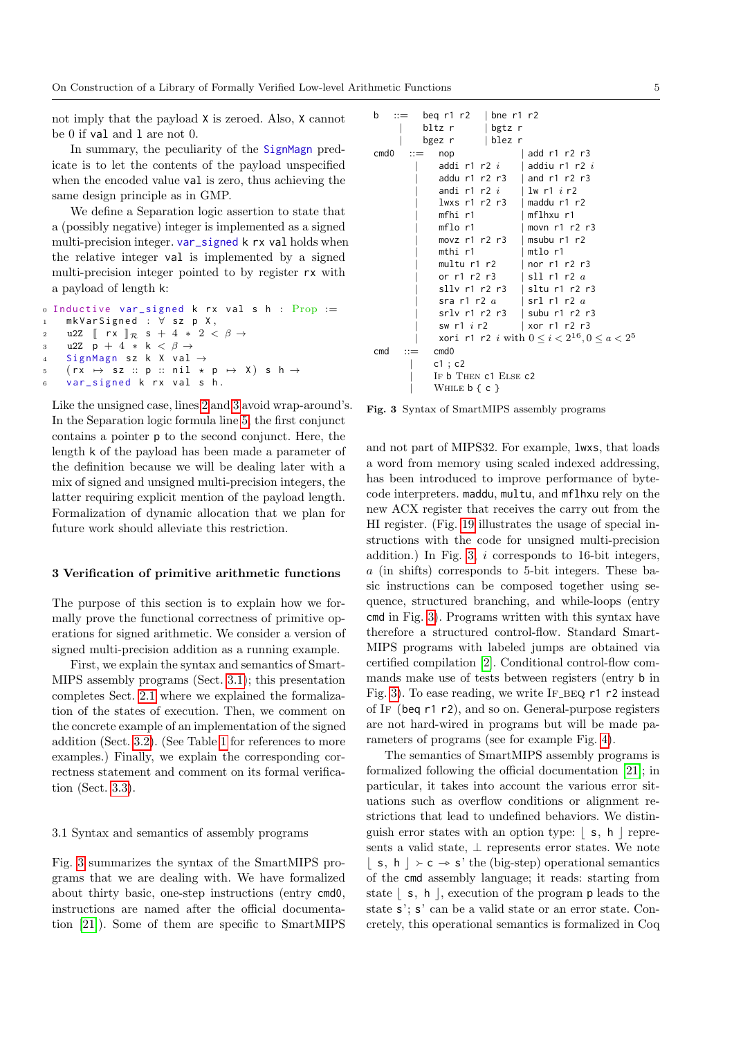not imply that the payload X is zeroed. Also, X cannot be 0 if val and l are not 0.

In summary, the peculiarity of the SignMagn predicate is to let the contents of the payload unspecified when the encoded value val is zero, thus achieving the same design principle as in GMP.

We define a Separation logic assertion to state that a (possibly negative) integer is implemented as a signed multi-precision integer. var_signed k rx val holds when the relative integer val is implemented by a signed multi-precision integer pointed to by register rx with a payload of length k:

```
0 Inductive var_signed k rx val s h : Prop :=
1   mkVarSigned : ∀ sz p X,
2   u2Z [[ rx ]]_R s + 4 * 2 < β →
3   u2Z p + 4 * k < β →
4   SignMagn sz k X val →
5   (rx ↦ sz :: p :: nil ⋆ p ↦ X) s h →
6   var_signed k rx val s h.
```

Like the unsigned case, lines 2 and 3 avoid wrap-around's. In the Separation logic formula line 5, the first conjunct contains a pointer p to the second conjunct. Here, the length k of the payload has been made a parameter of the definition because we will be dealing later with a mix of signed and unsigned multi-precision integers, the latter requiring explicit mention of the payload length. Formalization of dynamic allocation that we plan for future work should alleviate this restriction.

## 3 Verification of primitive arithmetic functions

The purpose of this section is to explain how we formally prove the functional correctness of primitive operations for signed arithmetic. We consider a version of signed multi-precision addition as a running example.

First, we explain the syntax and semantics of SmartMIPS assembly programs (Sect. 3.1); this presentation completes Sect. 2.1 where we explained the formalization of the states of execution. Then, we comment on the concrete example of an implementation of the signed addition (Sect. 3.2). (See Table 1 for references to more examples.) Finally, we explain the corresponding correctness statement and comment on its formal verification (Sect. 3.3).

### 3.1 Syntax and semantics of assembly programs

Fig. 3 summarizes the syntax of the SmartMIPS programs that we are dealing with. We have formalized about thirty basic, one-step instructions (entry cmd0, instructions are named after the official documentation [21]). Some of them are specific to SmartMIPS and not part of MIPS32. For example, lwxs, that loads a word from memory using scaled indexed addressing, has been introduced to improve performance of bytecode interpreters. maddu, multu, and mflhxu rely on the new ACX register that receives the carry out from the HI register. (Fig. 19 illustrates the usage of special instructions with the code for unsigned multi-precision addition.) In Fig. 3, $i$ corresponds to 16-bit integers, $a$ (in shifts) corresponds to 5-bit integers. These basic instructions can be composed together using sequence, structured branching, and while-loops (entry cmd in Fig. 3). Programs written with this syntax have therefore a structured control-flow. Standard SmartMIPS programs with labeled jumps are obtained via certified compilation [2]. Conditional control-flow commands make use of tests between registers (entry b in Fig. 3). To ease reading, we write IF_BEQ r1 r2 instead of IF (beq r1 r2), and so on. General-purpose registers are not hard-wired in programs but will be made parameters of programs (see for example Fig. 4).

```
b    ::=  beq r1 r2      | bne r1 r2
     |    bltz r         | bgtz r
     |    bgez r         | blez r
cmd0 ::=  nop            | add r1 r2 r3
     |    addi r1 r2 i   | addiu r1 r2 i
     |    addu r1 r2 r3  | and r1 r2 r3
     |    andi r1 r2 i   | lw r1 i r2
     |    lwxs r1 r2 r3  | maddu r1 r2
     |    mfhi r1        | mflhxu r1
     |    mflo r1        | movn r1 r2 r3
     |    movz r1 r2 r3  | msubu r1 r2
     |    mthi r1        | mtlo r1
     |    multu r1 r2    | nor r1 r2 r3
     |    or r1 r2 r3    | sll r1 r2 a
     |    sllv r1 r2 r3  | sltu r1 r2 r3
     |    sra r1 r2 a    | srl r1 r2 a
     |    srlv r1 r2 r3  | subu r1 r2 r3
     |    sw r1 i r2     | xor r1 r2 r3
     |    xori r1 r2 i with 0 ≤ i < 2^16, 0 ≤ a < 2^5
cmd  ::=  cmd0
     |    c1 ; c2
     |    If b Then c1 Else c2
     |    While b { c }
```

**Fig. 3** Syntax of SmartMIPS assembly programs

The semantics of SmartMIPS assembly programs is formalized following the official documentation [21]; in particular, it takes into account the various error situations such as overflow conditions or alignment restrictions that lead to undefined behaviors. We distinguish error states with an option type: ⌊ s, h ⌋ represents a valid state, ⊥ represents error states. We note ⌊ s, h ⌋ ≻ c ⇀ s' the (big-step) operational semantics of the cmd assembly language; it reads: starting from state ⌊ s, h ⌋, execution of the program p leads to the state s'; s' can be a valid state or an error state. Concretely, this operational semantics is formalized in Coq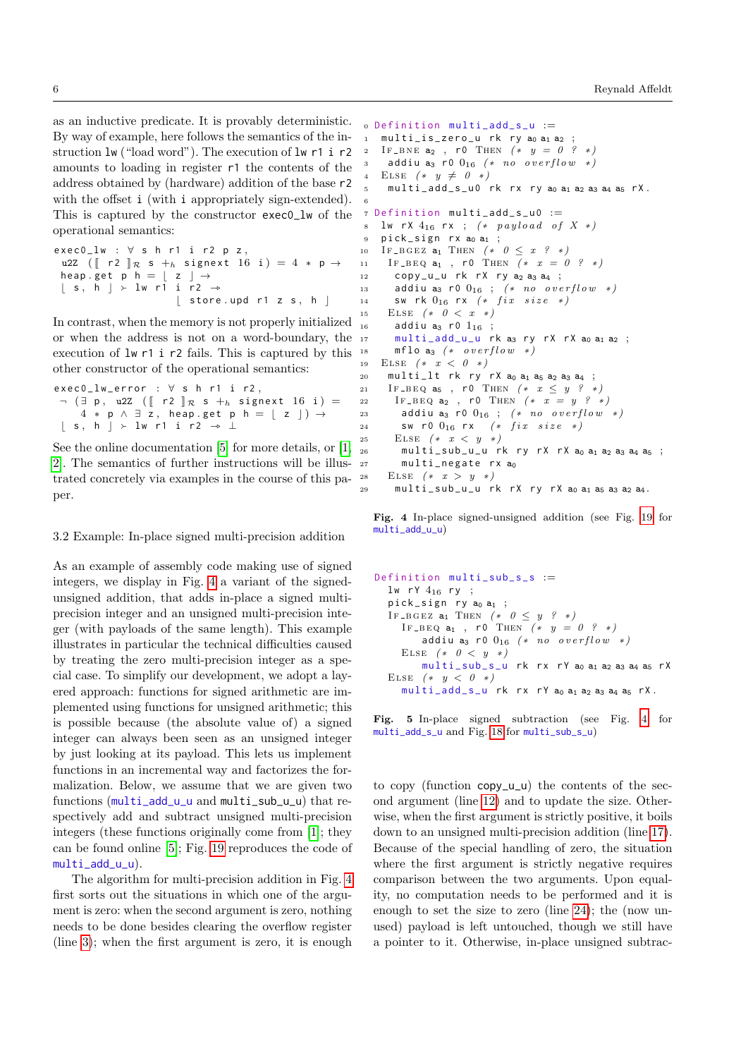as an inductive predicate. It is provably deterministic. By way of example, here follows the semantics of the instruction `lw` ("load word"). The execution of `lw r1 i r2` amounts to loading in register `r1` the contents of the address obtained by (hardware) addition of the base `r2` with the offset `i` (with `i` appropriately sign-extended). This is captured by the constructor `exec0_lw` of the operational semantics:

```
exec0_lw : ∀ s h r1 i r2 p z,
  u2Z ([ r2 ]_R s +_h signext 16 i) = 4 * p →
  heap.get p h = ⌊ z ⌋ →
  ⌊ s, h ⌋ ≻ lw r1 i r2 ⇝
                    ⌊ store.upd r1 z s, h ⌋
```

In contrast, when the memory is not properly initialized or when the address is not on a word-boundary, the execution of `lw r1 i r2` fails. This is captured by this other constructor of the operational semantics:

```
exec0_lw_error : ∀ s h r1 i r2,
  ¬ (∃ p, u2Z ([ r2 ]_R s +_h signext 16 i) =
      4 * p ∧ ∃ z, heap.get p h = ⌊ z ⌋) →
  ⌊ s, h ⌋ ≻ lw r1 i r2 ⇝ ⊥
```

See the online documentation [5] for more details, or [1, 2]. The semantics of further instructions will be illustrated concretely via examples in the course of this paper.

### 3.2 Example: In-place signed multi-precision addition

As an example of assembly code making use of signed integers, we display in Fig. 4 a variant of the signed-unsigned addition, that adds in-place a signed multi-precision integer and an unsigned multi-precision integer (with payloads of the same length). This example illustrates in particular the technical difficulties caused by treating the zero multi-precision integer as a special case. To simplify our development, we adopt a layered approach: functions for signed arithmetic are implemented using functions for unsigned arithmetic; this is possible because (the absolute value of) a signed integer can always been seen as an unsigned integer by just looking at its payload. This lets us implement functions in an incremental way and factorizes the formalization. Below, we assume that we are given two functions (`multi_add_u_u` and `multi_sub_u_u`) that respectively add and subtract unsigned multi-precision integers (these functions originally come from [1]; they can be found online [5]; Fig. 19 reproduces the code of `multi_add_u_u`).

The algorithm for multi-precision addition in Fig. 4 first sorts out the situations in which one of the arguments is zero: when the second argument is zero, nothing needs to be done besides clearing the overflow register (line 3); when the first argument is zero, it is enough to copy (function `copy_u_u`) the contents of the second argument (line 12) and to update the size. Otherwise, when the first argument is strictly positive, it boils down to an unsigned multi-precision addition (line 17). Because of the special handling of zero, the situation where the first argument is strictly negative requires comparison between the two arguments. Upon equality, no computation needs to be performed and it is enough to set the size to zero (line 24); the (now unused) payload is left untouched, though we still have a pointer to it. Otherwise, in-place unsigned subtrac-

```
0  Definition multi_add_s_u :=
1   multi_is_zero_u rk ry a0 a1 a2 ;
2   IF_BNE a2 , r0 THEN (* y = 0 ? *)
3    addiu a3 r0 0_16 (* no overflow *)
4   ELSE (* y ≠ 0 *)
5    multi_add_s_u0 rk rx ry a0 a1 a2 a3 a4 a5 rX.
6
7  Definition multi_add_s_u0 :=
8   lw rX 4_16 rx ; (* payload of X *)
9   pick_sign rx a0 a1 ;
10  IF_BGEZ a1 THEN (* 0 ≤ x ? *)
11   IF_BEQ a1 , r0 THEN (* x = 0 ? *)
12    copy_u_u rk rX ry a2 a3 a4 ;
13    addiu a3 r0 0_16 ; (* no overflow *)
14    sw rk 0_16 rx (* fix size *)
15   ELSE (* 0 < x *)
16    addiu a3 r0 1_16 ;
17    multi_add_u_u rk a3 ry rX rX a0 a1 a2 ;
18    mflo a3 (* overflow *)
19  ELSE (* x < 0 *)
20   multi_lt rk ry rX a0 a1 a5 a2 a3 a4 ;
21   IF_BEQ a5 , r0 THEN (* x ≤ y ? *)
22    IF_BEQ a2 , r0 THEN (* x = y ? *)
23     addiu a3 r0 0_16 ; (* no overflow *)
24     sw r0 0_16 rx  (* fix size *)
25    ELSE (* x < y *)
26     multi_sub_u_u rk ry rX rX a0 a1 a2 a3 a4 a5 ;
27     multi_negate rx a0
28   ELSE (* x > y *)
29    multi_sub_u_u rk rX ry rX a0 a1 a5 a3 a2 a4.
```

**Fig. 4** In-place signed-unsigned addition (see Fig. 19 for `multi_add_u_u`)

```
Definition multi_sub_s_s :=
  lw rY 4_16 ry ;
  pick_sign ry a0 a1 ;
  IF_BGEZ a1 THEN (* 0 ≤ y ? *)
    IF_BEQ a1 , r0 THEN (* y = 0 ? *)
      addiu a3 r0 0_16 (* no overflow *)
    ELSE (* 0 < y *)
      multi_sub_s_u rk rx rY a0 a1 a2 a3 a4 a5 rX
  ELSE (* y < 0 *)
    multi_add_s_u rk rx rY a0 a1 a2 a3 a4 a5 rX.
```

**Fig. 5** In-place signed subtraction (see Fig. 4 for `multi_add_s_u` and Fig. 18 for `multi_sub_s_u`)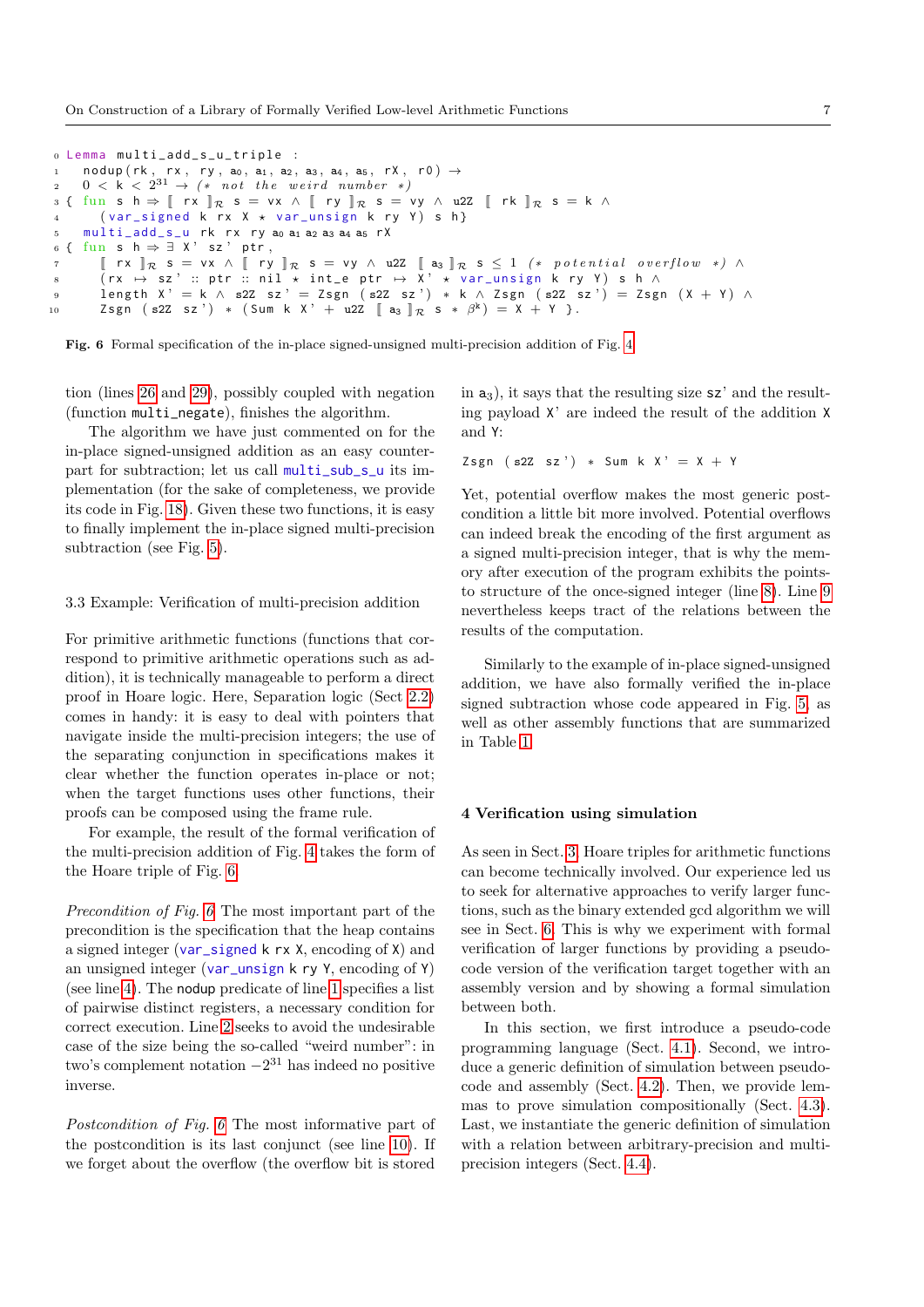```
0  Lemma multi_add_s_u_triple :
1    nodup(rk, rx, ry, a₀, a₁, a₂, a₃, a₄, a₅, rX, r0) →
2    0 < k < 2³¹ → (* not the weird number *)
3  { fun s h ⇒ ⟦ rx ⟧_R s = vx ∧ ⟦ ry ⟧_R s = vy ∧ u2Z ⟦ rk ⟧_R s = k ∧
4      (var_signed k rx X ⋆ var_unsign k ry Y) s h}
5    multi_add_s_u rk rx ry a₀ a₁ a₂ a₃ a₄ a₅ rX
6  { fun s h ⇒ ∃ X' sz' ptr,
7      ⟦ rx ⟧_R s = vx ∧ ⟦ ry ⟧_R s = vy ∧ u2Z ⟦ a₃ ⟧_R s ≤ 1 (* potential overflow *) ∧
8      (rx ↦ sz' :: ptr :: nil ⋆ int_e ptr ↦ X' ⋆ var_unsign k ry Y) s h ∧
9      length X' = k ∧ s2Z sz' = Zsgn (s2Z sz') * k ∧ Zsgn (s2Z sz') = Zsgn (X + Y) ∧
10     Zsgn (s2Z sz') * (Sum k X' + u2Z ⟦ a₃ ⟧_R s * β^k) = X + Y }.
```

**Fig. 6** Formal specification of the in-place signed-unsigned multi-precision addition of Fig. 4

tion (lines 26 and 29), possibly coupled with negation (function `multi_negate`), finishes the algorithm.

The algorithm we have just commented on for the in-place signed-unsigned addition as an easy counterpart for subtraction; let us call `multi_sub_s_u` its implementation (for the sake of completeness, we provide its code in Fig. 18). Given these two functions, it is easy to finally implement the in-place signed multi-precision subtraction (see Fig. 5).

### 3.3 Example: Verification of multi-precision addition

For primitive arithmetic functions (functions that correspond to primitive arithmetic operations such as addition), it is technically manageable to perform a direct proof in Hoare logic. Here, Separation logic (Sect 2.2) comes in handy: it is easy to deal with pointers that navigate inside the multi-precision integers; the use of the separating conjunction in specifications makes it clear whether the function operates in-place or not; when the target functions uses other functions, their proofs can be composed using the frame rule.

For example, the result of the formal verification of the multi-precision addition of Fig. 4 takes the form of the Hoare triple of Fig. 6.

*Precondition of Fig. 6* The most important part of the precondition is the specification that the heap contains a signed integer (`var_signed k rx X`, encoding of `X`) and an unsigned integer (`var_unsign k ry Y`, encoding of `Y`) (see line 4). The `nodup` predicate of line 1 specifies a list of pairwise distinct registers, a necessary condition for correct execution. Line 2 seeks to avoid the undesirable case of the size being the so-called "weird number": in two's complement notation $-2^{31}$ has indeed no positive inverse.

*Postcondition of Fig. 6* The most informative part of the postcondition is its last conjunct (see line 10). If we forget about the overflow (the overflow bit is stored in $a_3$), it says that the resulting size `sz'` and the resulting payload `X'` are indeed the result of the addition `X` and `Y`:

```
Zsgn (s2Z sz') * Sum k X' = X + Y
```

Yet, potential overflow makes the most generic postcondition a little bit more involved. Potential overflows can indeed break the encoding of the first argument as a signed multi-precision integer, that is why the memory after execution of the program exhibits the points-to structure of the once-signed integer (line 8). Line 9 nevertheless keeps tract of the relations between the results of the computation.

Similarly to the example of in-place signed-unsigned addition, we have also formally verified the in-place signed subtraction whose code appeared in Fig. 5, as well as other assembly functions that are summarized in Table 1.

## 4 Verification using simulation

As seen in Sect. 3, Hoare triples for arithmetic functions can become technically involved. Our experience led us to seek for alternative approaches to verify larger functions, such as the binary extended gcd algorithm we will see in Sect. 6. This is why we experiment with formal verification of larger functions by providing a pseudo-code version of the verification target together with an assembly version and by showing a formal simulation between both.

In this section, we first introduce a pseudo-code programming language (Sect. 4.1). Second, we introduce a generic definition of simulation between pseudo-code and assembly (Sect. 4.2). Then, we provide lemmas to prove simulation compositionally (Sect. 4.3). Last, we instantiate the generic definition of simulation with a relation between arbitrary-precision and multi-precision integers (Sect. 4.4).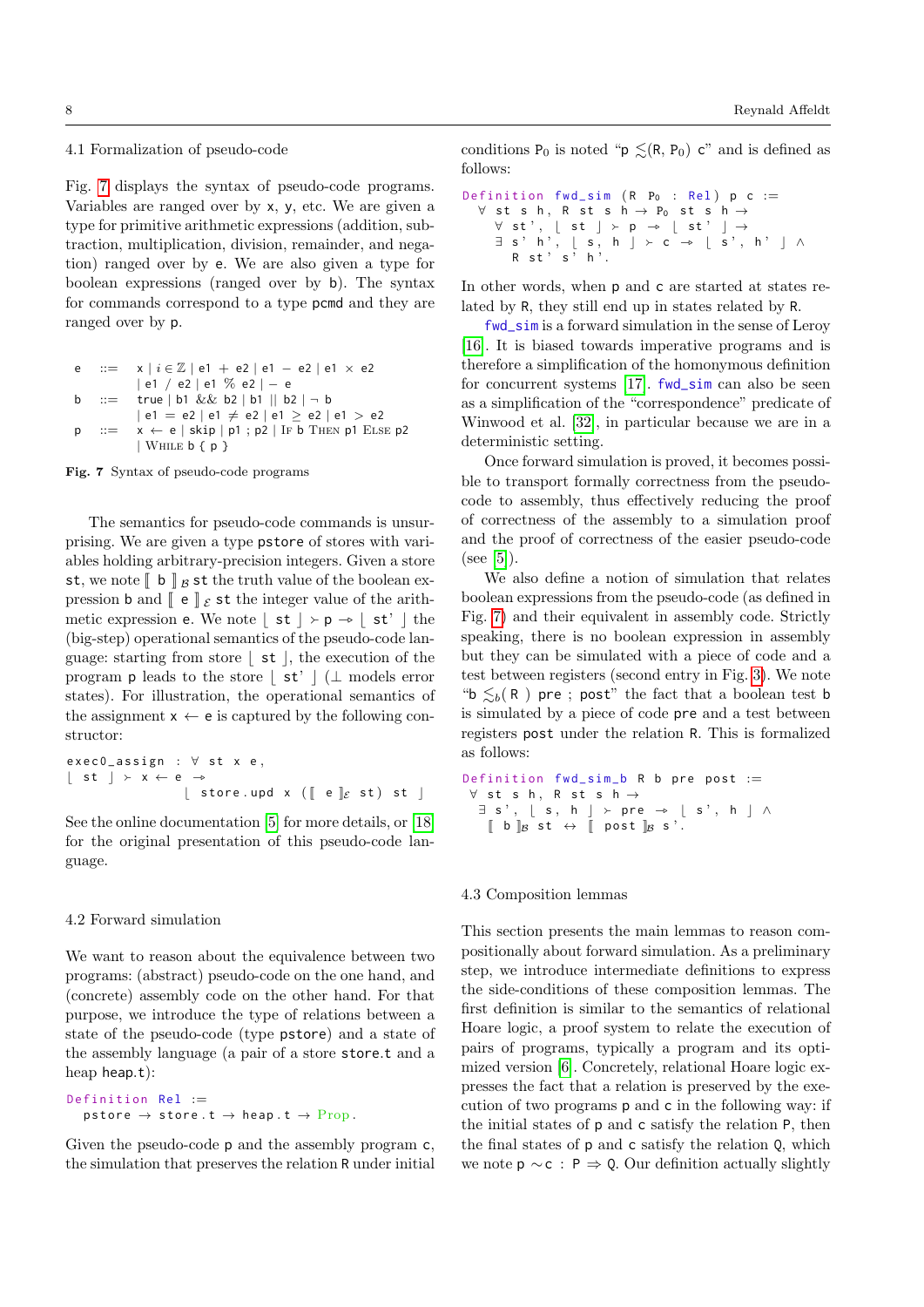### 4.1 Formalization of pseudo-code

Fig. 7 displays the syntax of pseudo-code programs. Variables are ranged over by x, y, etc. We are given a type for primitive arithmetic expressions (addition, subtraction, multiplication, division, remainder, and negation) ranged over by e. We are also given a type for boolean expressions (ranged over by b). The syntax for commands correspond to a type pcmd and they are ranged over by p.

$$
\begin{array}{lll}
e & ::= & x \mid i \in \mathbb{Z} \mid e1 + e2 \mid e1 - e2 \mid e1 \times e2 \\
 & & \mid e1 \;/\; e2 \mid e1 \;\%\; e2 \mid -\, e \\
b & ::= & \text{true} \mid b1 \;\&\&\; b2 \mid b1 \;||\; b2 \mid \neg\, b \\
 & & \mid e1 = e2 \mid e1 \neq e2 \mid e1 \geq e2 \mid e1 > e2 \\
p & ::= & x \leftarrow e \mid \text{skip} \mid p1 \;;\; p2 \mid \text{IF } b \text{ THEN } p1 \text{ ELSE } p2 \\
 & & \mid \text{WHILE } b \;\{\; p \;\}
\end{array}
$$

**Fig. 7** Syntax of pseudo-code programs

The semantics for pseudo-code commands is unsurprising. We are given a type pstore of stores with variables holding arbitrary-precision integers. Given a store st, we note $[\![\ b\ ]\!]_{\mathcal{B}}$ st the truth value of the boolean expression b and $[\![\ e\ ]\!]_{\mathcal{E}}$ st the integer value of the arithmetic expression e. We note $\lfloor$ st $\rfloor \succ$ p $\twoheadrightarrow \lfloor$ st' $\rfloor$ the (big-step) operational semantics of the pseudo-code language: starting from store $\lfloor$ st $\rfloor$, the execution of the program p leads to the store $\lfloor$ st' $\rfloor$ ($\bot$ models error states). For illustration, the operational semantics of the assignment x ← e is captured by the following constructor:

```
exec0_assign : ∀ st x e,
⌊ st ⌋ ≻ x ← e ↠
                 ⌊ store.upd x ([[ e ]]ℰ st) st ⌋
```

See the online documentation [5] for more details, or [18] for the original presentation of this pseudo-code language.

### 4.2 Forward simulation

We want to reason about the equivalence between two programs: (abstract) pseudo-code on the one hand, and (concrete) assembly code on the other hand. For that purpose, we introduce the type of relations between a state of the pseudo-code (type pstore) and a state of the assembly language (a pair of a store store.t and a heap heap.t):

```
Definition Rel :=
  pstore → store.t → heap.t → Prop.
```

Given the pseudo-code p and the assembly program c, the simulation that preserves the relation R under initial conditions $P_0$ is noted "p $\lesssim$(R, $P_0$) c" and is defined as follows:

```
Definition fwd_sim (R P0 : Rel) p c :=
  ∀ st s h, R st s h → P0 st s h →
    ∀ st', ⌊ st ⌋ ≻ p ↠ ⌊ st' ⌋ →
    ∃ s' h', ⌊ s, h ⌋ ≻ c ↠ ⌊ s', h' ⌋ ∧
      R st' s' h'.
```

In other words, when p and c are started at states related by R, they still end up in states related by R.

fwd_sim is a forward simulation in the sense of Leroy [16]. It is biased towards imperative programs and is therefore a simplification of the homonymous definition for concurrent systems [17]. fwd_sim can also be seen as a simplification of the "correspondence" predicate of Winwood et al. [32], in particular because we are in a deterministic setting.

Once forward simulation is proved, it becomes possible to transport formally correctness from the pseudo-code to assembly, thus effectively reducing the proof of correctness of the assembly to a simulation proof and the proof of correctness of the easier pseudo-code (see [5]).

We also define a notion of simulation that relates boolean expressions from the pseudo-code (as defined in Fig. 7) and their equivalent in assembly code. Strictly speaking, there is no boolean expression in assembly but they can be simulated with a piece of code and a test between registers (second entry in Fig. 3). We note "b $\lesssim_b$( R ) pre ; post" the fact that a boolean test b is simulated by a piece of code pre and a test between registers post under the relation R. This is formalized as follows:

```
Definition fwd_sim_b R b pre post :=
 ∀ st s h, R st s h →
  ∃ s', ⌊ s, h ⌋ ≻ pre ↠ ⌊ s', h ⌋ ∧
   [[ b ]]ℬ st ↔ [[ post ]]ℬ s'.
```

### 4.3 Composition lemmas

This section presents the main lemmas to reason compositionally about forward simulation. As a preliminary step, we introduce intermediate definitions to express the side-conditions of these composition lemmas. The first definition is similar to the semantics of relational Hoare logic, a proof system to relate the execution of pairs of programs, typically a program and its optimized version [6]. Concretely, relational Hoare logic expresses the fact that a relation is preserved by the execution of two programs p and c in the following way: if the initial states of p and c satisfy the relation P, then the final states of p and c satisfy the relation Q, which we note p $\sim$c : P $\Rightarrow$ Q. Our definition actually slightly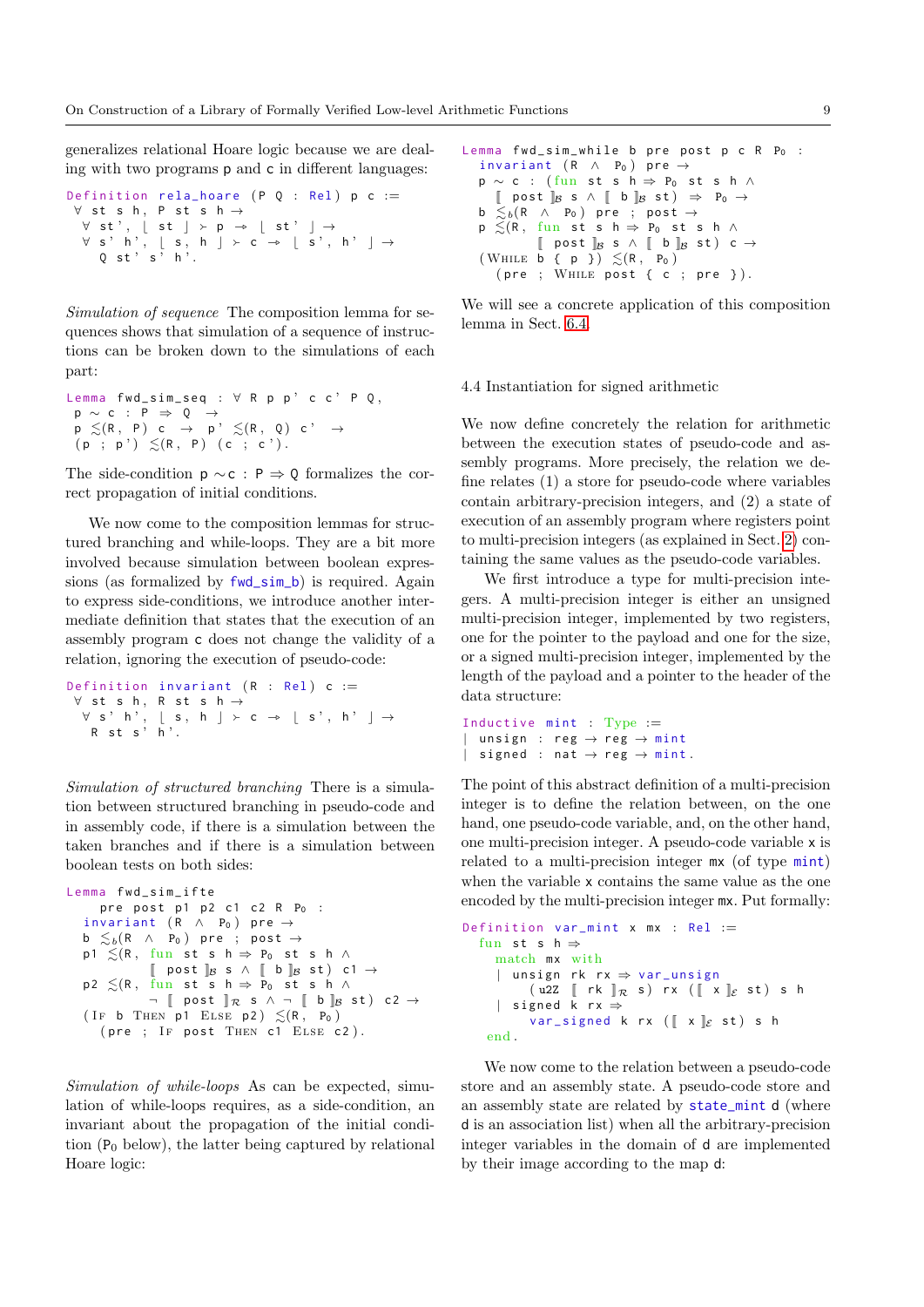generalizes relational Hoare logic because we are dealing with two programs p and c in different languages:

```
Definition rela_hoare (P Q : Rel) p c :=
 ∀ st s h, P st s h →
  ∀ st', ⌊ st ⌋ ≻ p ⇀ ⌊ st' ⌋ →
  ∀ s' h', ⌊ s, h ⌋ ≻ c ⇀ ⌊ s', h' ⌋ →
    Q st' s' h'.
```

*Simulation of sequence* The composition lemma for sequences shows that simulation of a sequence of instructions can be broken down to the simulations of each part:

```
Lemma fwd_sim_seq : ∀ R p p' c c' P Q,
 p ∼ c : P ⇒ Q  →
 p ≾(R, P) c  →  p' ≾(R, Q) c'  →
 (p ; p') ≾(R, P) (c ; c').
```

The side-condition p ∼c : P ⇒ Q formalizes the correct propagation of initial conditions.

We now come to the composition lemmas for structured branching and while-loops. They are a bit more involved because simulation between boolean expressions (as formalized by fwd_sim_b) is required. Again to express side-conditions, we introduce another intermediate definition that states that the execution of an assembly program c does not change the validity of a relation, ignoring the execution of pseudo-code:

```
Definition invariant (R : Rel) c :=
 ∀ st s h, R st s h →
  ∀ s' h', ⌊ s, h ⌋ ≻ c ⇀ ⌊ s', h' ⌋ →
   R st s' h'.
```

*Simulation of structured branching* There is a simulation between structured branching in pseudo-code and in assembly code, if there is a simulation between the taken branches and if there is a simulation between boolean tests on both sides:

```
Lemma fwd_sim_ifte
    pre post p1 p2 c1 c2 R P₀ :
  invariant (R ∧ P₀) pre →
  b ≾_b(R ∧ P₀) pre ; post →
  p1 ≾(R, fun st s h ⇒ P₀ st s h ∧
          ⟦ post ⟧_B s ∧ ⟦ b ⟧_B st) c1 →
  p2 ≾(R, fun st s h ⇒ P₀ st s h ∧
          ¬ ⟦ post ⟧_R s ∧ ¬ ⟦ b ⟧_B st) c2 →
  (If b Then p1 Else p2) ≾(R, P₀)
    (pre ; If post Then c1 Else c2).
```

*Simulation of while-loops* As can be expected, simulation of while-loops requires, as a side-condition, an invariant about the propagation of the initial condition ($P_0$ below), the latter being captured by relational Hoare logic:

```
Lemma fwd_sim_while b pre post p c R P₀ :
  invariant (R ∧ P₀) pre →
  p ∼ c : (fun st s h ⇒ P₀ st s h ∧
    ⟦ post ⟧_B s ∧ ⟦ b ⟧_B st) ⇒ P₀ →
  b ≾_b(R ∧ P₀) pre ; post →
  p ≾(R, fun st s h ⇒ P₀ st s h ∧
          ⟦ post ⟧_B s ∧ ⟦ b ⟧_B st) c →
  (While b { p }) ≾(R, P₀)
    (pre ; While post { c ; pre }).
```

We will see a concrete application of this composition lemma in Sect. 6.4.

### 4.4 Instantiation for signed arithmetic

We now define concretely the relation for arithmetic between the execution states of pseudo-code and assembly programs. More precisely, the relation we define relates (1) a store for pseudo-code where variables contain arbitrary-precision integers, and (2) a state of execution of an assembly program where registers point to multi-precision integers (as explained in Sect. 2) containing the same values as the pseudo-code variables.

We first introduce a type for multi-precision integers. A multi-precision integer is either an unsigned multi-precision integer, implemented by two registers, one for the pointer to the payload and one for the size, or a signed multi-precision integer, implemented by the length of the payload and a pointer to the header of the data structure:

```
Inductive mint : Type :=
| unsign : reg → reg → mint
| signed : nat → reg → mint.
```

The point of this abstract definition of a multi-precision integer is to define the relation between, on the one hand, one pseudo-code variable, and, on the other hand, one multi-precision integer. A pseudo-code variable x is related to a multi-precision integer mx (of type mint) when the variable x contains the same value as the one encoded by the multi-precision integer mx. Put formally:

```
Definition var_mint x mx : Rel :=
  fun st s h ⇒
    match mx with
    | unsign rk rx ⇒ var_unsign
        (u2Z ⟦ rk ⟧_R s) rx (⟦ x ⟧_E st) s h
    | signed k rx ⇒
        var_signed k rx (⟦ x ⟧_E st) s h
   end.
```

We now come to the relation between a pseudo-code store and an assembly state. A pseudo-code store and an assembly state are related by state_mint d (where d is an association list) when all the arbitrary-precision integer variables in the domain of d are implemented by their image according to the map d: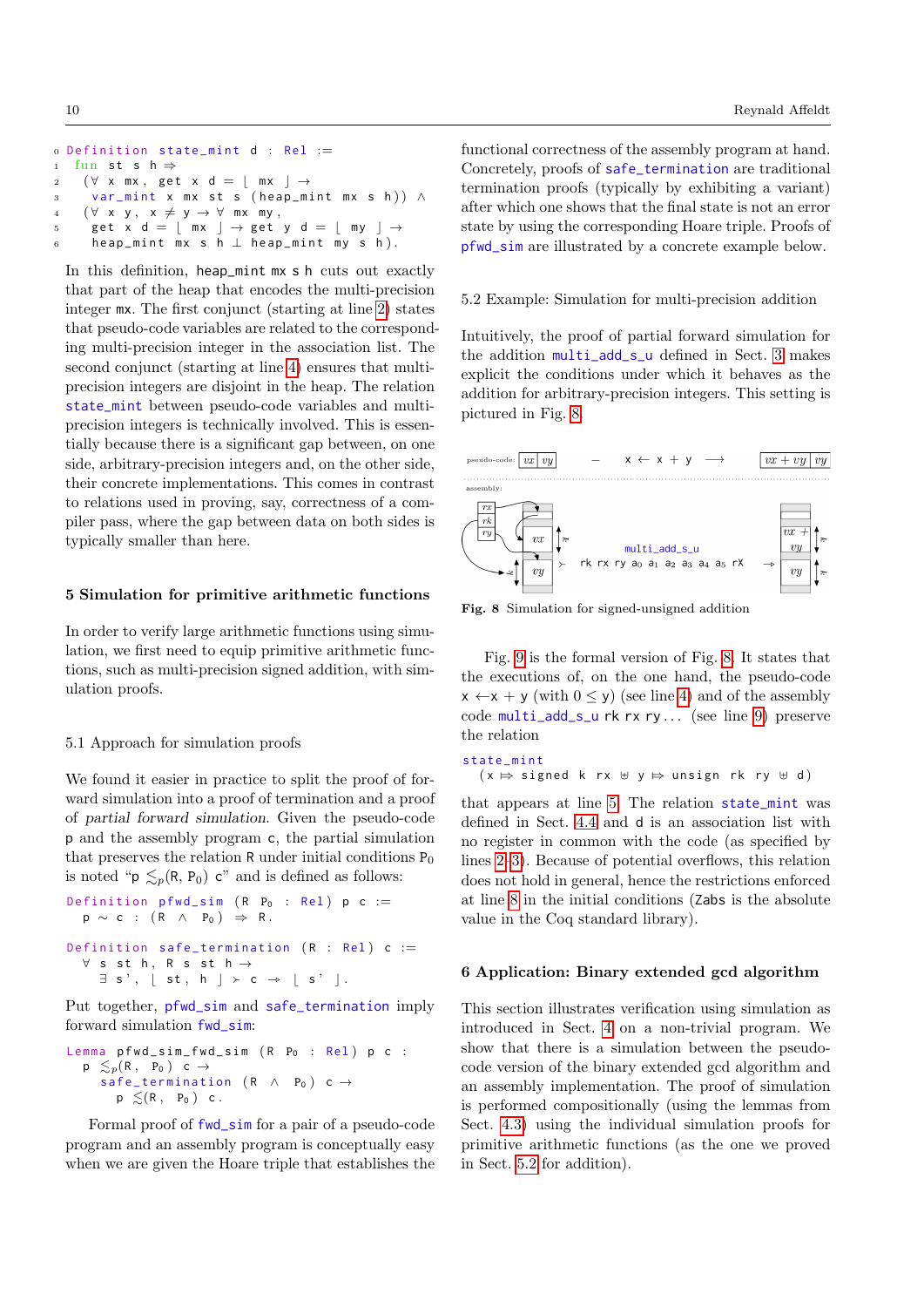```
0 Definition state_mint d : Rel :=
1  fun st s h ⇒
2   (∀ x mx, get x d = ⌊ mx ⌋ →
3     var_mint x mx st s (heap_mint mx s h)) ∧
4   (∀ x y, x ≠ y → ∀ mx my,
5     get x d = ⌊ mx ⌋ → get y d = ⌊ my ⌋ →
6     heap_mint mx s h ⊥ heap_mint my s h).
```

In this definition, heap_mint mx s h cuts out exactly that part of the heap that encodes the multi-precision integer mx. The first conjunct (starting at line 2) states that pseudo-code variables are related to the corresponding multi-precision integer in the association list. The second conjunct (starting at line 4) ensures that multi-precision integers are disjoint in the heap. The relation state_mint between pseudo-code variables and multi-precision integers is technically involved. This is essentially because there is a significant gap between, on one side, arbitrary-precision integers and, on the other side, their concrete implementations. This comes in contrast to relations used in proving, say, correctness of a compiler pass, where the gap between data on both sides is typically smaller than here.

## 5 Simulation for primitive arithmetic functions

In order to verify large arithmetic functions using simulation, we first need to equip primitive arithmetic functions, such as multi-precision signed addition, with simulation proofs.

### 5.1 Approach for simulation proofs

We found it easier in practice to split the proof of forward simulation into a proof of termination and a proof of *partial forward simulation*. Given the pseudo-code p and the assembly program c, the partial simulation that preserves the relation R under initial conditions $P_0$ is noted "p $\lesssim_p$(R, $P_0$) c" and is defined as follows:

```
Definition pfwd_sim (R P₀ : Rel) p c :=
  p ∼ c : (R ∧ P₀) ⇒ R.
```

```
Definition safe_termination (R : Rel) c :=
  ∀ s st h, R s st h →
    ∃ s', ⌊ st, h ⌋ ≻ c ⇀ ⌊ s' ⌋.
```

Put together, pfwd_sim and safe_termination imply forward simulation fwd_sim:

```
Lemma pfwd_sim_fwd_sim (R P₀ : Rel) p c :
  p ≲ₚ(R, P₀) c →
    safe_termination (R ∧ P₀) c →
      p ≲(R, P₀) c.
```

Formal proof of fwd_sim for a pair of a pseudo-code program and an assembly program is conceptually easy when we are given the Hoare triple that establishes the functional correctness of the assembly program at hand. Concretely, proofs of safe_termination are traditional termination proofs (typically by exhibiting a variant) after which one shows that the final state is not an error state by using the corresponding Hoare triple. Proofs of pfwd_sim are illustrated by a concrete example below.

### 5.2 Example: Simulation for multi-precision addition

Intuitively, the proof of partial forward simulation for the addition multi_add_s_u defined in Sect. 3 makes explicit the conditions under which it behaves as the addition for arbitrary-precision integers. This setting is pictured in Fig. 8.

**Fig. 8** Simulation for signed-unsigned addition

Fig. 9 is the formal version of Fig. 8. It states that the executions of, on the one hand, the pseudo-code x ←x + y (with $0 \le$ y) (see line 4) and of the assembly code multi_add_s_u rk rx ry... (see line 9) preserve the relation

```
state_mint
  (x ⇒ signed k rx ⊎ y ⇒ unsign rk ry ⊎ d)
```

that appears at line 5. The relation state_mint was defined in Sect. 4.4 and d is an association list with no register in common with the code (as specified by lines 2–3). Because of potential overflows, this relation does not hold in general, hence the restrictions enforced at line 8 in the initial conditions (Zabs is the absolute value in the Coq standard library).

## 6 Application: Binary extended gcd algorithm

This section illustrates verification using simulation as introduced in Sect. 4 on a non-trivial program. We show that there is a simulation between the pseudo-code version of the binary extended gcd algorithm and an assembly implementation. The proof of simulation is performed compositionally (using the lemmas from Sect. 4.3) using the individual simulation proofs for primitive arithmetic functions (as the one we proved in Sect. 5.2 for addition).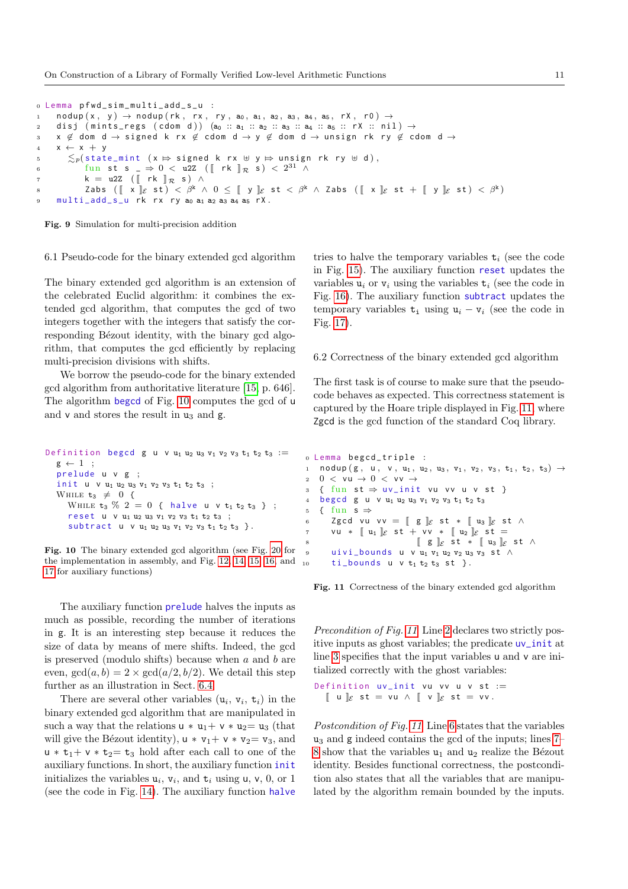```
0 Lemma pfwd_sim_multi_add_s_u :
1   nodup(x, y) → nodup(rk, rx, ry, a0, a1, a2, a3, a4, a5, rX, r0) →
2   disj (mints_regs (cdom d)) (a0 :: a1 :: a2 :: a3 :: a4 :: a5 :: rX :: nil) →
3   x ∉ dom d → signed k rx ∉ cdom d → y ∉ dom d → unsign rk ry ∉ cdom d →
4   x ← x + y
5     ≲p(state_mint (x ⇒ signed k rx ⊎ y ⇒ unsign rk ry ⊎ d),
6        fun st s _ ⇒ 0 < u2Z ([ rk ]R s) < 2^31 ∧
7        k = u2Z ([ rk ]R s) ∧
8        Zabs ([ x ]E st) < β^k ∧ 0 ≤ [ y ]E st < β^k ∧ Zabs ([ x ]E st + [ y ]E st) < β^k)
9   multi_add_s_u rk rx ry a0 a1 a2 a3 a4 a5 rX.
```

**Fig. 9** Simulation for multi-precision addition

### 6.1 Pseudo-code for the binary extended gcd algorithm

The binary extended gcd algorithm is an extension of the celebrated Euclid algorithm: it combines the extended gcd algorithm, that computes the gcd of two integers together with the integers that satisfy the corresponding Bézout identity, with the binary gcd algorithm, that computes the gcd efficiently by replacing multi-precision divisions with shifts.

We borrow the pseudo-code for the binary extended gcd algorithm from authoritative literature [15, p. 646]. The algorithm `begcd` of Fig. 10 computes the gcd of `u` and `v` and stores the result in $u_3$ and `g`.

```
Definition begcd g u v u1 u2 u3 v1 v2 v3 t1 t2 t3 :=
  g ← 1 ;
  prelude u v g ;
  init u v u1 u2 u3 v1 v2 v3 t1 t2 t3 ;
  WHILE t3 ≠ 0 {
    WHILE t3 % 2 = 0 { halve u v t1 t2 t3 } ;
    reset u v u1 u2 u3 v1 v2 v3 t1 t2 t3 ;
    subtract u v u1 u2 u3 v1 v2 v3 t1 t2 t3 }.
```

**Fig. 10** The binary extended gcd algorithm (see Fig. 20 for the implementation in assembly, and Fig. 12, 14, 15, 16, and 17 for auxiliary functions)

The auxiliary function `prelude` halves the inputs as much as possible, recording the number of iterations in `g`. It is an interesting step because it reduces the size of data by means of mere shifts. Indeed, the gcd is preserved (modulo shifts) because when $a$ and $b$ are even, $\gcd(a,b) = 2 \times \gcd(a/2, b/2)$. We detail this step further as an illustration in Sect. 6.4.

There are several other variables ($u_i$, $v_i$, $t_i$) in the binary extended gcd algorithm that are manipulated in such a way that the relations $u * u_1 + v * u_2 = u_3$ (that will give the Bézout identity), $u * v_1 + v * v_2 = v_3$, and $u * t_1 + v * t_2 = t_3$ hold after each call to one of the auxiliary functions. In short, the auxiliary function `init` initializes the variables $u_i$, $v_i$, and $t_i$ using `u`, `v`, 0, or 1 (see the code in Fig. 14). The auxiliary function `halve` tries to halve the temporary variables $t_i$ (see the code in Fig. 15). The auxiliary function `reset` updates the variables $u_i$ or $v_i$ using the variables $t_i$ (see the code in Fig. 16). The auxiliary function `subtract` updates the temporary variables $t_i$ using $u_i - v_i$ (see the code in Fig. 17).

### 6.2 Correctness of the binary extended gcd algorithm

The first task is of course to make sure that the pseudo-code behaves as expected. This correctness statement is captured by the Hoare triple displayed in Fig. 11, where `Zgcd` is the gcd function of the standard Coq library.

```
0 Lemma begcd_triple :
1   nodup(g, u, v, u1, u2, u3, v1, v2, v3, t1, t2, t3) →
2   0 < vu → 0 < vv →
3   { fun st ⇒ uv_init vu vv u v st }
4   begcd g u v u1 u2 u3 v1 v2 v3 t1 t2 t3
5   { fun s ⇒
6     Zgcd vu vv = [ g ]E st * [ u3 ]E st ∧
7     vu * [ u1 ]E st + vv * [ u2 ]E st =
8                     [ g ]E st * [ u3 ]E st ∧
9     uivi_bounds u v u1 v1 u2 v2 u3 v3 st ∧
10    ti_bounds u v t1 t2 t3 st }.
```

**Fig. 11** Correctness of the binary extended gcd algorithm

*Precondition of Fig. 11* Line 2 declares two strictly positive inputs as ghost variables; the predicate `uv_init` at line 3 specifies that the input variables `u` and `v` are initialized correctly with the ghost variables:

```
Definition uv_init vu vv u v st :=
  [ u ]E st = vu ∧ [ v ]E st = vv.
```

*Postcondition of Fig. 11* Line 6 states that the variables $u_3$ and `g` indeed contains the gcd of the inputs; lines 7–8 show that the variables $u_1$ and $u_2$ realize the Bézout identity. Besides functional correctness, the postcondition also states that all the variables that are manipulated by the algorithm remain bounded by the inputs.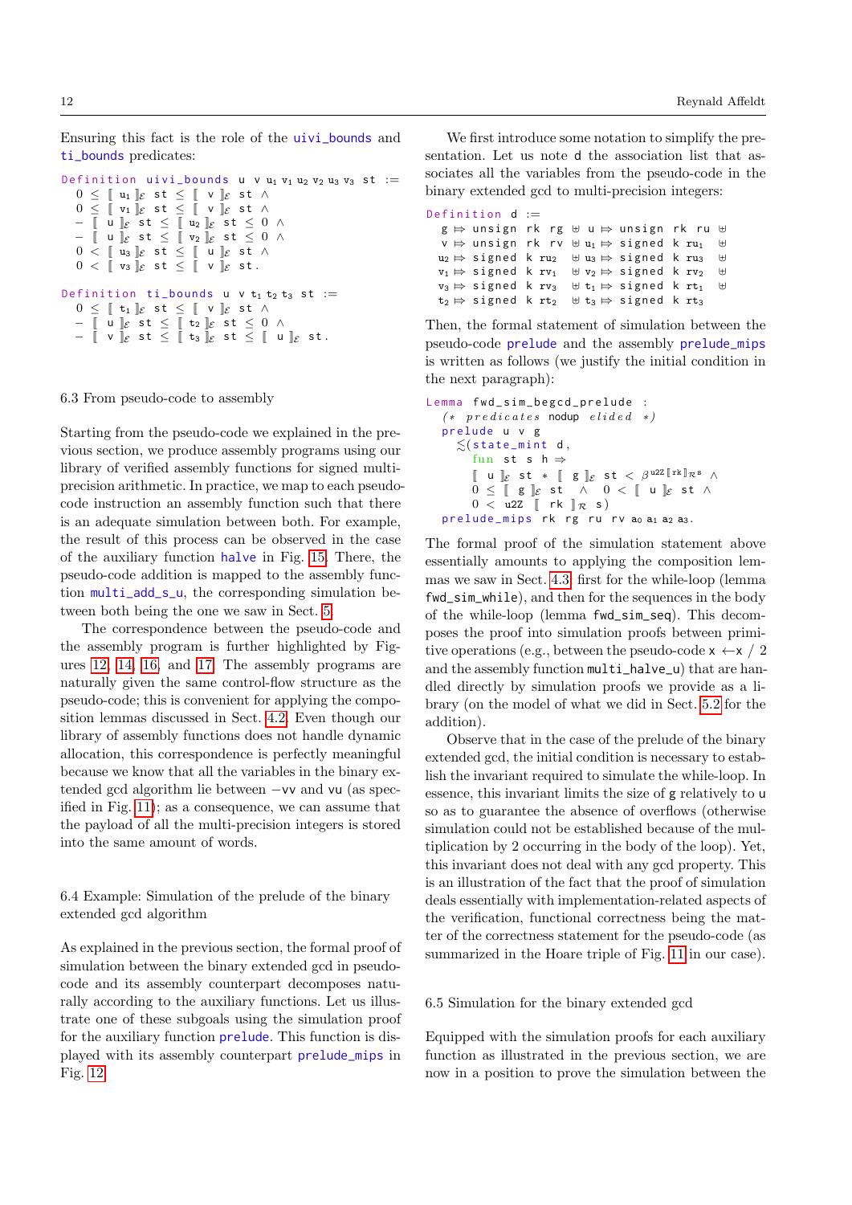Ensuring this fact is the role of the `uivi_bounds` and `ti_bounds` predicates:

```
Definition uivi_bounds u v u₁ v₁ u₂ v₂ u₃ v₃ st :=
  0 ≤ ⟦ u₁ ⟧ℰ st ≤ ⟦ v ⟧ℰ st ∧
  0 ≤ ⟦ v₁ ⟧ℰ st ≤ ⟦ v ⟧ℰ st ∧
  − ⟦ u ⟧ℰ st ≤ ⟦ u₂ ⟧ℰ st ≤ 0 ∧
  − ⟦ u ⟧ℰ st ≤ ⟦ v₂ ⟧ℰ st ≤ 0 ∧
  0 < ⟦ u₃ ⟧ℰ st ≤ ⟦ u ⟧ℰ st ∧
  0 < ⟦ v₃ ⟧ℰ st ≤ ⟦ v ⟧ℰ st.

Definition ti_bounds u v t₁ t₂ t₃ st :=
  0 ≤ ⟦ t₁ ⟧ℰ st ≤ ⟦ v ⟧ℰ st ∧
  − ⟦ u ⟧ℰ st ≤ ⟦ t₂ ⟧ℰ st ≤ 0 ∧
  − ⟦ v ⟧ℰ st ≤ ⟦ t₃ ⟧ℰ st ≤ ⟦ u ⟧ℰ st.
```

### 6.3 From pseudo-code to assembly

Starting from the pseudo-code we explained in the previous section, we produce assembly programs using our library of verified assembly functions for signed multi-precision arithmetic. In practice, we map to each pseudo-code instruction an assembly function such that there is an adequate simulation between both. For example, the result of this process can be observed in the case of the auxiliary function `halve` in Fig. 15. There, the pseudo-code addition is mapped to the assembly function `multi_add_s_u`, the corresponding simulation between both being the one we saw in Sect. 5.

The correspondence between the pseudo-code and the assembly program is further highlighted by Figures 12, 14, 16, and 17. The assembly programs are naturally given the same control-flow structure as the pseudo-code; this is convenient for applying the composition lemmas discussed in Sect. 4.2. Even though our library of assembly functions does not handle dynamic allocation, this correspondence is perfectly meaningful because we know that all the variables in the binary extended gcd algorithm lie between −vv and vu (as specified in Fig. 11); as a consequence, we can assume that the payload of all the multi-precision integers is stored into the same amount of words.

### 6.4 Example: Simulation of the prelude of the binary extended gcd algorithm

As explained in the previous section, the formal proof of simulation between the binary extended gcd in pseudo-code and its assembly counterpart decomposes naturally according to the auxiliary functions. Let us illustrate one of these subgoals using the simulation proof for the auxiliary function `prelude`. This function is displayed with its assembly counterpart `prelude_mips` in Fig. 12.

We first introduce some notation to simplify the presentation. Let us note `d` the association list that associates all the variables from the pseudo-code in the binary extended gcd to multi-precision integers:

```
Definition d :=
  g ⇛ unsign rk rg  ⊎ u ⇛ unsign rk ru  ⊎
  v ⇛ unsign rk rv  ⊎ u₁ ⇛ signed k ru₁  ⊎
  u₂ ⇛ signed k ru₂  ⊎ u₃ ⇛ signed k ru₃  ⊎
  v₁ ⇛ signed k rv₁  ⊎ v₂ ⇛ signed k rv₂  ⊎
  v₃ ⇛ signed k rv₃  ⊎ t₁ ⇛ signed k rt₁  ⊎
  t₂ ⇛ signed k rt₂  ⊎ t₃ ⇛ signed k rt₃
```

Then, the formal statement of simulation between the pseudo-code `prelude` and the assembly `prelude_mips` is written as follows (we justify the initial condition in the next paragraph):

```
Lemma fwd_sim_begcd_prelude :
  (* predicates nodup elided *)
  prelude u v g
    ≲(state_mint d,
      fun st s h ⇒
        ⟦ u ⟧ℰ st * ⟦ g ⟧ℰ st < β^(u2Z ⟦rk⟧ℛ s) ∧
        0 ≤ ⟦ g ⟧ℰ st  ∧  0 < ⟦ u ⟧ℰ st ∧
        0 < u2Z ⟦ rk ⟧ℛ s)
  prelude_mips rk rg ru rv a₀ a₁ a₂ a₃.
```

The formal proof of the simulation statement above essentially amounts to applying the composition lemmas we saw in Sect. 4.3, first for the while-loop (lemma `fwd_sim_while`), and then for the sequences in the body of the while-loop (lemma `fwd_sim_seq`). This decomposes the proof into simulation proofs between primitive operations (e.g., between the pseudo-code x ←x / 2 and the assembly function `multi_halve_u`) that are handled directly by simulation proofs we provide as a library (on the model of what we did in Sect. 5.2 for the addition).

Observe that in the case of the prelude of the binary extended gcd, the initial condition is necessary to establish the invariant required to simulate the while-loop. In essence, this invariant limits the size of g relatively to u so as to guarantee the absence of overflows (otherwise simulation could not be established because of the multiplication by 2 occurring in the body of the loop). Yet, this invariant does not deal with any gcd property. This is an illustration of the fact that the proof of simulation deals essentially with implementation-related aspects of the verification, functional correctness being the matter of the correctness statement for the pseudo-code (as summarized in the Hoare triple of Fig. 11 in our case).

### 6.5 Simulation for the binary extended gcd

Equipped with the simulation proofs for each auxiliary function as illustrated in the previous section, we are now in a position to prove the simulation between the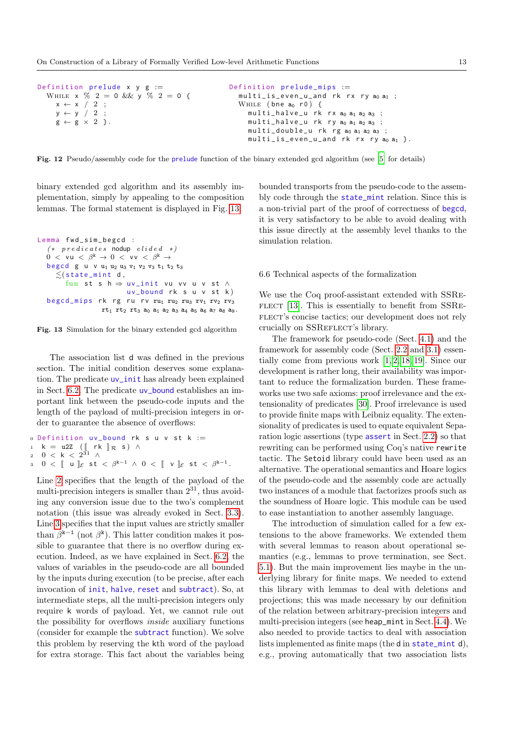```
Definition prelude x y g :=
  While x % 2 = 0 && y % 2 = 0 {
    x ← x / 2 ;
    y ← y / 2 ;
    g ← g × 2 }.
```

```
Definition prelude_mips :=
  multi_is_even_u_and rk rx ry a0 a1 ;
  While (bne a0 r0) {
    multi_halve_u rk rx a0 a1 a2 a3 ;
    multi_halve_u rk ry a0 a1 a2 a3 ;
    multi_double_u rk rg a0 a1 a2 a3 ;
    multi_is_even_u_and rk rx ry a0 a1 }.
```

**Fig. 12** Pseudo/assembly code for the `prelude` function of the binary extended gcd algorithm (see [5] for details)

binary extended gcd algorithm and its assembly implementation, simply by appealing to the composition lemmas. The formal statement is displayed in Fig. 13.

```
Lemma fwd_sim_begcd :
  (* predicates nodup elided *)
  0 < vu < β^k → 0 < vv < β^k →
  begcd g u v u1 u2 u3 v1 v2 v3 t1 t2 t3
    ≲(state_mint d,
      fun st s h ⇒ uv_init vu vv u v st ∧
                   uv_bound rk s u v st k)
  begcd_mips rk rg ru rv ru1 ru2 ru3 rv1 rv2 rv3
             rt1 rt2 rt3 a0 a1 a2 a3 a4 a5 a6 a7 a8 a9.
```

**Fig. 13** Simulation for the binary extended gcd algorithm

The association list `d` was defined in the previous section. The initial condition deserves some explanation. The predicate `uv_init` has already been explained in Sect. 6.2. The predicate `uv_bound` establishes an important link between the pseudo-code inputs and the length of the payload of multi-precision integers in order to guarantee the absence of overflows:

```
0 Definition uv_bound rk s u v st k :=
1   k = u2Z ([[ rk ]]_R s) ∧
2   0 < k < 2^31 ∧
3   0 < [[ u ]]_E st < β^(k−1) ∧ 0 < [[ v ]]_E st < β^(k−1).
```

Line 2 specifies that the length of the payload of the multi-precision integers is smaller than $2^{31}$, thus avoiding any conversion issue due to the two's complement notation (this issue was already evoked in Sect. 3.3). Line 3 specifies that the input values are strictly smaller than $\beta^{k-1}$ (not $\beta^k$). This latter condition makes it possible to guarantee that there is no overflow during execution. Indeed, as we have explained in Sect. 6.2, the values of variables in the pseudo-code are all bounded by the inputs during execution (to be precise, after each invocation of `init`, `halve`, `reset` and `subtract`). So, at intermediate steps, all the multi-precision integers only require `k` words of payload. Yet, we cannot rule out the possibility for overflows *inside* auxiliary functions (consider for example the `subtract` function). We solve this problem by reserving the `k`th word of the payload for extra storage. This fact about the variables being bounded transports from the pseudo-code to the assembly code through the `state_mint` relation. Since this is a non-trivial part of the proof of correctness of `begcd`, it is very satisfactory to be able to avoid dealing with this issue directly at the assembly level thanks to the simulation relation.

### 6.6 Technical aspects of the formalization

We use the Coq proof-assistant extended with SSReflect [13]. This is essentially to benefit from SSReflect's concise tactics; our development does not rely crucially on SSReflect's library.

The framework for pseudo-code (Sect. 4.1) and the framework for assembly code (Sect. 2.2 and 3.1) essentially come from previous work [1,2,18,19]. Since our development is rather long, their availability was important to reduce the formalization burden. These frameworks use two safe axioms: proof irrelevance and the extensionality of predicates [30]. Proof irrelevance is used to provide finite maps with Leibniz equality. The extensionality of predicates is used to equate equivalent Separation logic assertions (type `assert` in Sect. 2.2) so that rewriting can be performed using Coq's native `rewrite` tactic. The `Setoid` library could have been used as an alternative. The operational semantics and Hoare logics of the pseudo-code and the assembly code are actually two instances of a module that factorizes proofs such as the soundness of Hoare logic. This module can be used to ease instantiation to another assembly language.

The introduction of simulation called for a few extensions to the above frameworks. We extended them with several lemmas to reason about operational semantics (e.g., lemmas to prove termination, see Sect. 5.1). But the main improvement lies maybe in the underlying library for finite maps. We needed to extend this library with lemmas to deal with deletions and projections; this was made necessary by our definition of the relation between arbitrary-precision integers and multi-precision integers (see `heap_mint` in Sect. 4.4). We also needed to provide tactics to deal with association lists implemented as finite maps (the `d` in `state_mint d`), e.g., proving automatically that two association lists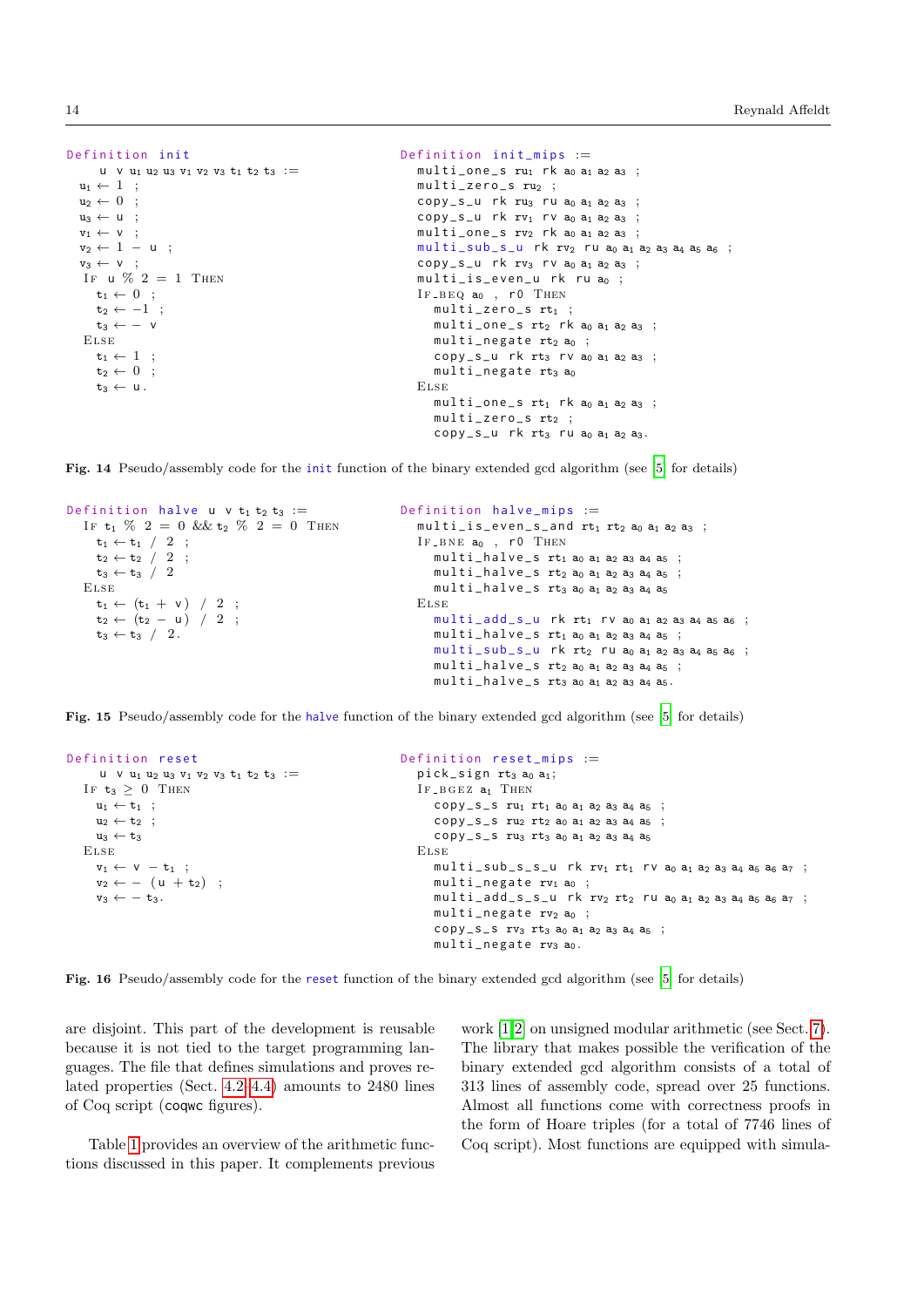```
Definition init
    u v u1 u2 u3 v1 v2 v3 t1 t2 t3 :=
  u1 ← 1 ;
  u2 ← 0 ;
  u3 ← u ;
  v1 ← v ;
  v2 ← 1 − u ;
  v3 ← v ;
  If u % 2 = 1 Then
    t1 ← 0 ;
    t2 ← −1 ;
    t3 ← − v
  Else
    t1 ← 1 ;
    t2 ← 0 ;
    t3 ← u.
```

```
Definition init_mips :=
  multi_one_s ru1 rk a0 a1 a2 a3 ;
  multi_zero_s ru2 ;
  copy_s_u rk ru3 ru a0 a1 a2 a3 ;
  copy_s_u rk rv1 rv a0 a1 a2 a3 ;
  multi_one_s rv2 rk a0 a1 a2 a3 ;
  multi_sub_s_u rk rv2 ru a0 a1 a2 a3 a4 a5 a6 ;
  copy_s_u rk rv3 rv a0 a1 a2 a3 ;
  multi_is_even_u rk ru a0 ;
  If_BEQ a0 , r0 Then
    multi_zero_s rt1 ;
    multi_one_s rt2 rk a0 a1 a2 a3 ;
    multi_negate rt2 a0 ;
    copy_s_u rk rt3 rv a0 a1 a2 a3 ;
    multi_negate rt3 a0
  Else
    multi_one_s rt1 rk a0 a1 a2 a3 ;
    multi_zero_s rt2 ;
    copy_s_u rk rt3 ru a0 a1 a2 a3.
```

**Fig. 14** Pseudo/assembly code for the init function of the binary extended gcd algorithm (see [5] for details)

```
Definition halve u v t1 t2 t3 :=
  If t1 % 2 = 0 && t2 % 2 = 0 Then
    t1 ← t1 / 2 ;
    t2 ← t2 / 2 ;
    t3 ← t3 / 2
  Else
    t1 ← (t1 + v) / 2 ;
    t2 ← (t2 − u) / 2 ;
    t3 ← t3 / 2.
```

```
Definition halve_mips :=
  multi_is_even_s_and rt1 rt2 a0 a1 a2 a3 ;
  If_BNE a0 , r0 Then
    multi_halve_s rt1 a0 a1 a2 a3 a4 a5 ;
    multi_halve_s rt2 a0 a1 a2 a3 a4 a5 ;
    multi_halve_s rt3 a0 a1 a2 a3 a4 a5
  Else
    multi_add_s_u rk rt1 rv a0 a1 a2 a3 a4 a5 a6 ;
    multi_halve_s rt1 a0 a1 a2 a3 a4 a5 ;
    multi_sub_s_u rk rt2 ru a0 a1 a2 a3 a4 a5 a6 ;
    multi_halve_s rt2 a0 a1 a2 a3 a4 a5 ;
    multi_halve_s rt3 a0 a1 a2 a3 a4 a5.
```

**Fig. 15** Pseudo/assembly code for the halve function of the binary extended gcd algorithm (see [5] for details)

```
Definition reset
    u v u1 u2 u3 v1 v2 v3 t1 t2 t3 :=
  If t3 ≥ 0 Then
    u1 ← t1 ;
    u2 ← t2 ;
    u3 ← t3
  Else
    v1 ← v − t1 ;
    v2 ← − (u + t2) ;
    v3 ← − t3.
```

```
Definition reset_mips :=
  pick_sign rt3 a0 a1;
  If_BGEZ a1 Then
    copy_s_s ru1 rt1 a0 a1 a2 a3 a4 a5 ;
    copy_s_s ru2 rt2 a0 a1 a2 a3 a4 a5 ;
    copy_s_s ru3 rt3 a0 a1 a2 a3 a4 a5
  Else
    multi_sub_s_s_u rk rv1 rt1 rv a0 a1 a2 a3 a4 a5 a6 a7 ;
    multi_negate rv1 a0 ;
    multi_add_s_s_u rk rv2 rt2 ru a0 a1 a2 a3 a4 a5 a6 a7 ;
    multi_negate rv2 a0 ;
    copy_s_s rv3 rt3 a0 a1 a2 a3 a4 a5 ;
    multi_negate rv3 a0.
```

**Fig. 16** Pseudo/assembly code for the reset function of the binary extended gcd algorithm (see [5] for details)

are disjoint. This part of the development is reusable because it is not tied to the target programming languages. The file that defines simulations and proves related properties (Sect. 4.2-4.4) amounts to 2480 lines of Coq script (coqwc figures).

Table 1 provides an overview of the arithmetic functions discussed in this paper. It complements previous work [1,2] on unsigned modular arithmetic (see Sect. 7). The library that makes possible the verification of the binary extended gcd algorithm consists of a total of 313 lines of assembly code, spread over 25 functions. Almost all functions come with correctness proofs in the form of Hoare triples (for a total of 7746 lines of Coq script). Most functions are equipped with simula-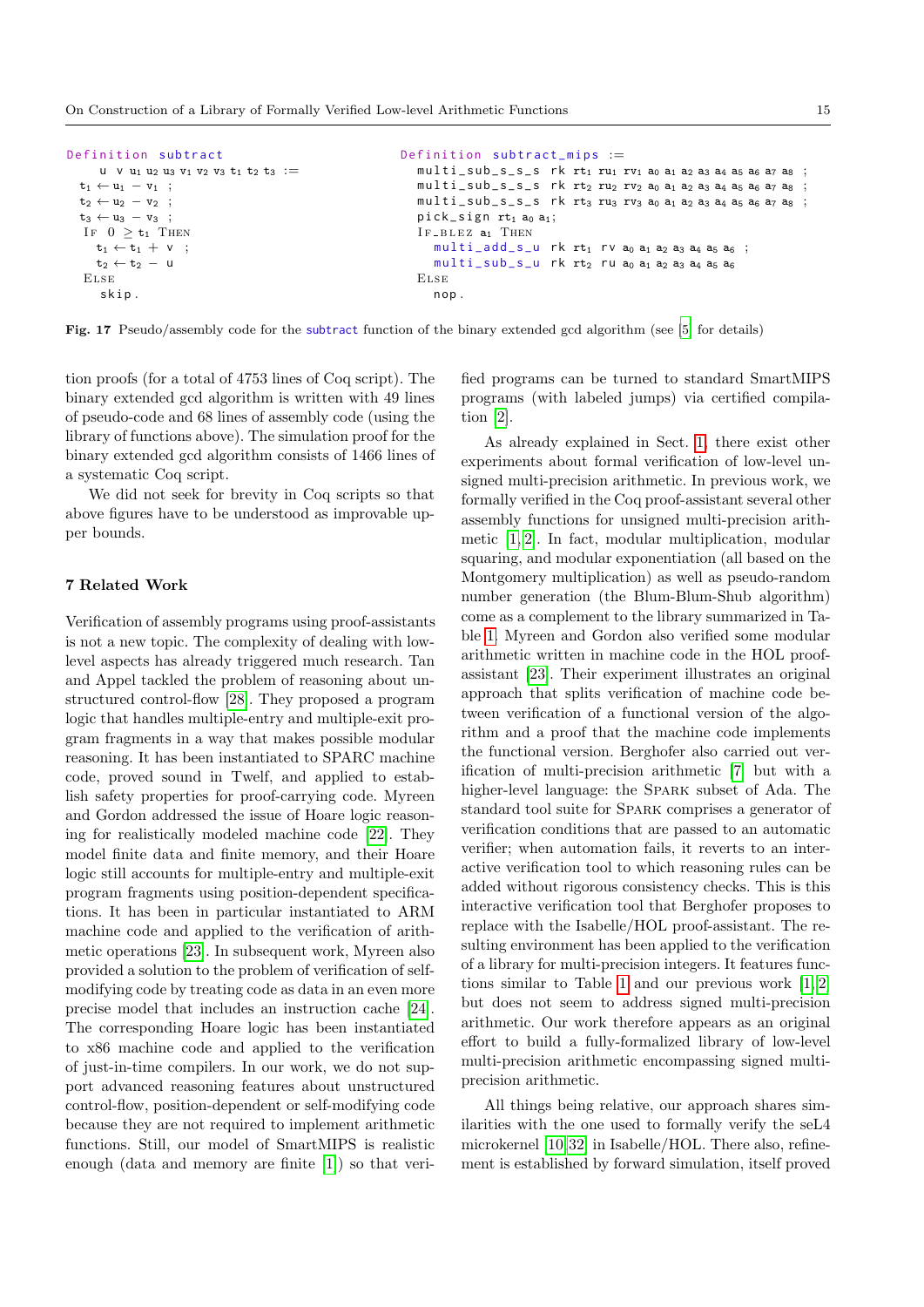```
Definition subtract
    u v u₁ u₂ u₃ v₁ v₂ v₃ t₁ t₂ t₃ :=
  t₁ ← u₁ − v₁ ;
  t₂ ← u₂ − v₂ ;
  t₃ ← u₃ − v₃ ;
  IF 0 ≥ t₁ THEN
    t₁ ← t₁ + v ;
    t₂ ← t₂ − u
  ELSE
    skip.
```

```
Definition subtract_mips :=
  multi_sub_s_s_s rk rt₁ ru₁ rv₁ a₀ a₁ a₂ a₃ a₄ a₅ a₆ a₇ a₈ ;
  multi_sub_s_s_s rk rt₂ ru₂ rv₂ a₀ a₁ a₂ a₃ a₄ a₅ a₆ a₇ a₈ ;
  multi_sub_s_s_s rk rt₃ ru₃ rv₃ a₀ a₁ a₂ a₃ a₄ a₅ a₆ a₇ a₈ ;
  pick_sign rt₁ a₀ a₁;
  IF_BLEZ a₁ THEN
    multi_add_s_u rk rt₁ rv a₀ a₁ a₂ a₃ a₄ a₅ a₆ ;
    multi_sub_s_u rk rt₂ ru a₀ a₁ a₂ a₃ a₄ a₅ a₆
  ELSE
    nop.
```

**Fig. 17** Pseudo/assembly code for the subtract function of the binary extended gcd algorithm (see [5] for details)

tion proofs (for a total of 4753 lines of Coq script). The binary extended gcd algorithm is written with 49 lines of pseudo-code and 68 lines of assembly code (using the library of functions above). The simulation proof for the binary extended gcd algorithm consists of 1466 lines of a systematic Coq script.

We did not seek for brevity in Coq scripts so that above figures have to be understood as improvable upper bounds.

## 7 Related Work

Verification of assembly programs using proof-assistants is not a new topic. The complexity of dealing with low-level aspects has already triggered much research. Tan and Appel tackled the problem of reasoning about unstructured control-flow [28]. They proposed a program logic that handles multiple-entry and multiple-exit program fragments in a way that makes possible modular reasoning. It has been instantiated to SPARC machine code, proved sound in Twelf, and applied to establish safety properties for proof-carrying code. Myreen and Gordon addressed the issue of Hoare logic reasoning for realistically modeled machine code [22]. They model finite data and finite memory, and their Hoare logic still accounts for multiple-entry and multiple-exit program fragments using position-dependent specifications. It has been in particular instantiated to ARM machine code and applied to the verification of arithmetic operations [23]. In subsequent work, Myreen also provided a solution to the problem of verification of self-modifying code by treating code as data in an even more precise model that includes an instruction cache [24]. The corresponding Hoare logic has been instantiated to x86 machine code and applied to the verification of just-in-time compilers. In our work, we do not support advanced reasoning features about unstructured control-flow, position-dependent or self-modifying code because they are not required to implement arithmetic functions. Still, our model of SmartMIPS is realistic enough (data and memory are finite [1]) so that verified programs can be turned to standard SmartMIPS programs (with labeled jumps) via certified compilation [2].

As already explained in Sect. 1, there exist other experiments about formal verification of low-level unsigned multi-precision arithmetic. In previous work, we formally verified in the Coq proof-assistant several other assembly functions for unsigned multi-precision arithmetic [1, 2]. In fact, modular multiplication, modular squaring, and modular exponentiation (all based on the Montgomery multiplication) as well as pseudo-random number generation (the Blum-Blum-Shub algorithm) come as a complement to the library summarized in Table 1. Myreen and Gordon also verified some modular arithmetic written in machine code in the HOL proof-assistant [23]. Their experiment illustrates an original approach that splits verification of machine code between verification of a functional version of the algorithm and a proof that the machine code implements the functional version. Berghofer also carried out verification of multi-precision arithmetic [7] but with a higher-level language: the SPARK subset of Ada. The standard tool suite for SPARK comprises a generator of verification conditions that are passed to an automatic verifier; when automation fails, it reverts to an interactive verification tool to which reasoning rules can be added without rigorous consistency checks. This is this interactive verification tool that Berghofer proposes to replace with the Isabelle/HOL proof-assistant. The resulting environment has been applied to the verification of a library for multi-precision integers. It features functions similar to Table 1 and our previous work [1, 2] but does not seem to address signed multi-precision arithmetic. Our work therefore appears as an original effort to build a fully-formalized library of low-level multi-precision arithmetic encompassing signed multi-precision arithmetic.

All things being relative, our approach shares similarities with the one used to formally verify the seL4 microkernel [10, 32] in Isabelle/HOL. There also, refinement is established by forward simulation, itself proved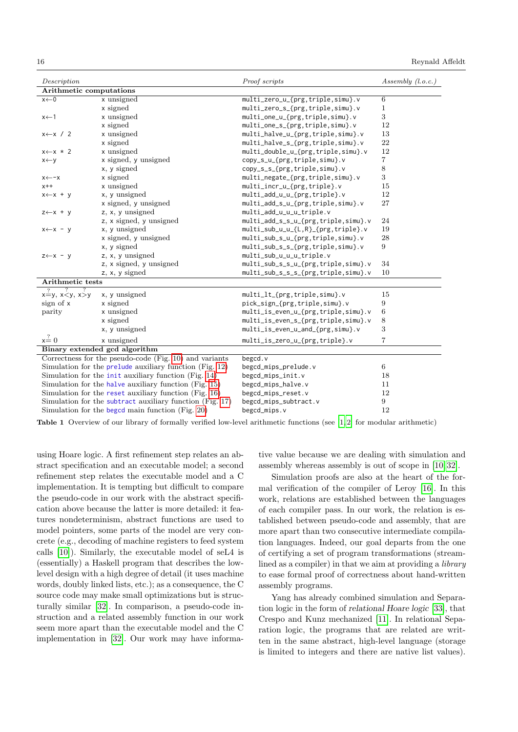| *Description* | | *Proof scripts* | *Assembly (l.o.c.)* |
|---|---|---|---|
| **Arithmetic computations** | | | |
| x←0 | x unsigned | multi_zero_u_{prg,triple,simu}.v | 6 |
| | x signed | multi_zero_s_{prg,triple,simu}.v | 1 |
| x←1 | x unsigned | multi_one_u_{prg,triple,simu}.v | 3 |
| | x signed | multi_one_s_{prg,triple,simu}.v | 12 |
| x←x / 2 | x unsigned | multi_halve_u_{prg,triple,simu}.v | 13 |
| | x signed | multi_halve_s_{prg,triple,simu}.v | 22 |
| x←x * 2 | x unsigned | multi_double_u_{prg,triple,simu}.v | 12 |
| x←y | x signed, y unsigned | copy_s_u_{prg,triple,simu}.v | 7 |
| | x, y signed | copy_s_s_{prg,triple,simu}.v | 8 |
| x←-x | x signed | multi_negate_{prg,triple,simu}.v | 3 |
| x++ | x unsigned | multi_incr_u_{prg,triple}.v | 15 |
| x←x + y | x, y unsigned | multi_add_u_u_{prg,triple}.v | 12 |
| | x signed, y unsigned | multi_add_s_u_{prg,triple,simu}.v | 27 |
| z←x + y | z, x, y unsigned | multi_add_u_u_u_triple.v | |
| | z, x signed, y unsigned | multi_add_s_s_u_{prg,triple,simu}.v | 24 |
| x←x - y | x, y unsigned | multi_sub_u_u_{L,R}_{prg,triple}.v | 19 |
| | x signed, y unsigned | multi_sub_s_u_{prg,triple,simu}.v | 28 |
| | x, y signed | multi_sub_s_s_{prg,triple,simu}.v | 9 |
| z←x - y | z, x, y unsigned | multi_sub_u_u_u_triple.v | |
| | z, x signed, y unsigned | multi_sub_s_s_u_{prg,triple,simu}.v | 34 |
| | z, x, y signed | multi_sub_s_s_s_{prg,triple,simu}.v | 10 |
| **Arithmetic tests** | | | |
| $x \stackrel{?}{=} y$, $x \stackrel{?}{<} y$, $x \stackrel{?}{>} y$ | x, y unsigned | multi_lt_{prg,triple,simu}.v | 15 |
| sign of x | x signed | pick_sign_{prg,triple,simu}.v | 9 |
| parity | x unsigned | multi_is_even_u_{prg,triple,simu}.v | 6 |
| | x signed | multi_is_even_s_{prg,triple,simu}.v | 8 |
| | x, y unsigned | multi_is_even_u_and_{prg,simu}.v | 3 |
| $x \stackrel{?}{=} 0$ | x unsigned | multi_is_zero_u_{prg,triple}.v | 7 |
| **Binary extended gcd algorithm** | | | |
| Correctness for the pseudo-code (Fig. 10) and variants | | begcd.v | |
| Simulation for the prelude auxiliary function (Fig. 12) | | begcd_mips_prelude.v | 6 |
| Simulation for the init auxiliary function (Fig. 14) | | begcd_mips_init.v | 18 |
| Simulation for the halve auxiliary function (Fig. 15) | | begcd_mips_halve.v | 11 |
| Simulation for the reset auxiliary function (Fig. 16) | | begcd_mips_reset.v | 12 |
| Simulation for the subtract auxiliary function (Fig. 17) | | begcd_mips_subtract.v | 9 |
| Simulation for the begcd main function (Fig. 20) | | begcd_mips.v | 12 |

**Table 1** Overview of our library of formally verified low-level arithmetic functions (see [1,2] for modular arithmetic)

using Hoare logic. A first refinement step relates an abstract specification and an executable model; a second refinement step relates the executable model and a C implementation. It is tempting but difficult to compare the pseudo-code in our work with the abstract specification above because the latter is more detailed: it features nondeterminism, abstract functions are used to model pointers, some parts of the model are very concrete (e.g., decoding of machine registers to feed system calls [10]). Similarly, the executable model of seL4 is (essentially) a Haskell program that describes the low-level design with a high degree of detail (it uses machine words, doubly linked lists, etc.); as a consequence, the C source code may make small optimizations but is structurally similar [32]. In comparison, a pseudo-code instruction and a related assembly function in our work seem more apart than the executable model and the C implementation in [32]. Our work may have informative value because we are dealing with simulation and assembly whereas assembly is out of scope in [10,32].

Simulation proofs are also at the heart of the formal verification of the compiler of Leroy [16]. In this work, relations are established between the languages of each compiler pass. In our work, the relation is established between pseudo-code and assembly, that are more apart than two consecutive intermediate compilation languages. Indeed, our goal departs from the one of certifying a set of program transformations (streamlined as a compiler) in that we aim at providing a *library* to ease formal proof of correctness about hand-written assembly programs.

Yang has already combined simulation and Separation logic in the form of *relational Hoare logic* [33], that Crespo and Kunz mechanized [11]. In relational Separation logic, the programs that are related are written in the same abstract, high-level language (storage is limited to integers and there are native list values).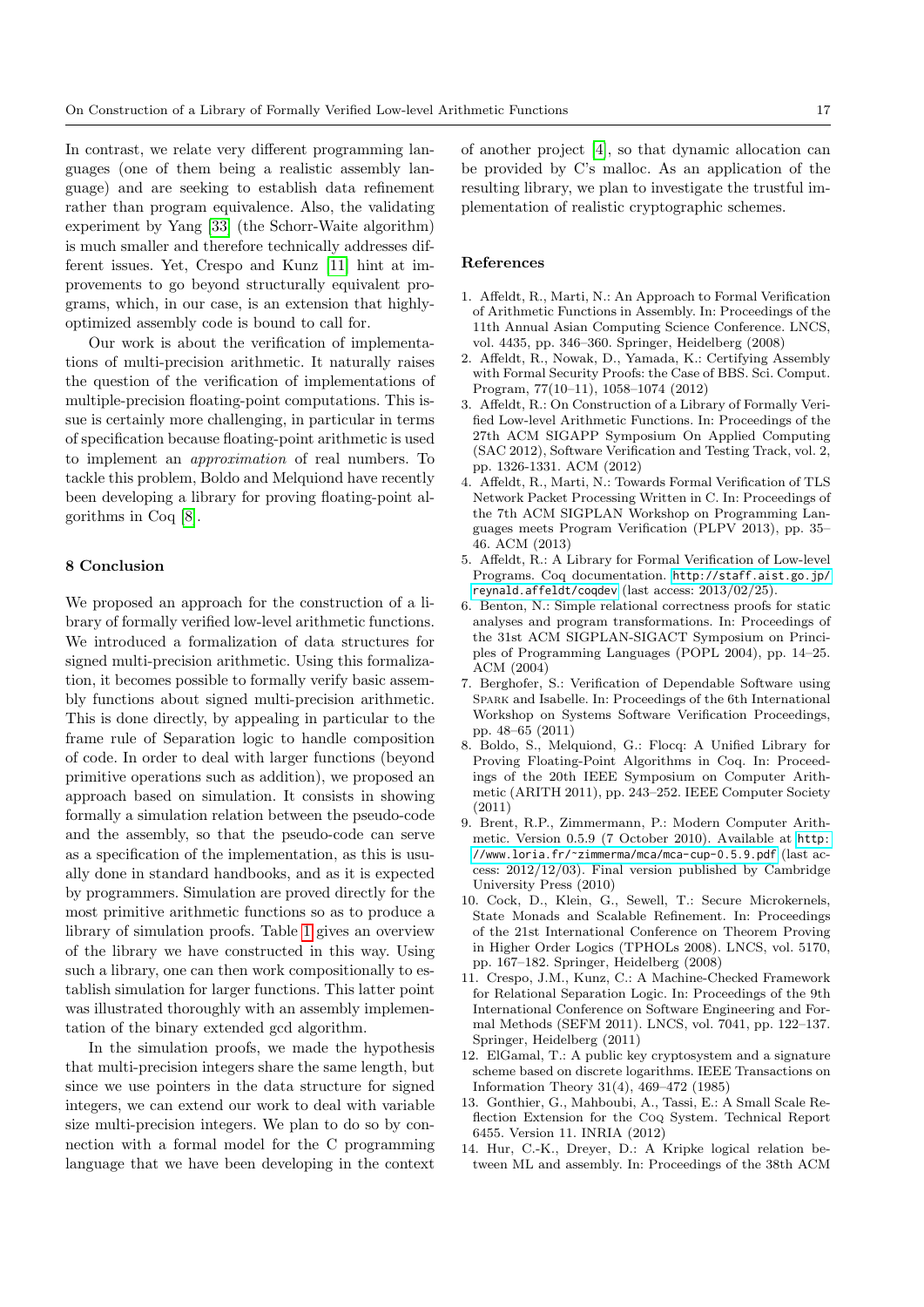In contrast, we relate very different programming languages (one of them being a realistic assembly language) and are seeking to establish data refinement rather than program equivalence. Also, the validating experiment by Yang [33] (the Schorr-Waite algorithm) is much smaller and therefore technically addresses different issues. Yet, Crespo and Kunz [11] hint at improvements to go beyond structurally equivalent programs, which, in our case, is an extension that highly-optimized assembly code is bound to call for.

Our work is about the verification of implementations of multi-precision arithmetic. It naturally raises the question of the verification of implementations of multiple-precision floating-point computations. This issue is certainly more challenging, in particular in terms of specification because floating-point arithmetic is used to implement an *approximation* of real numbers. To tackle this problem, Boldo and Melquiond have recently been developing a library for proving floating-point algorithms in Coq [8].

## 8 Conclusion

We proposed an approach for the construction of a library of formally verified low-level arithmetic functions. We introduced a formalization of data structures for signed multi-precision arithmetic. Using this formalization, it becomes possible to formally verify basic assembly functions about signed multi-precision arithmetic. This is done directly, by appealing in particular to the frame rule of Separation logic to handle composition of code. In order to deal with larger functions (beyond primitive operations such as addition), we proposed an approach based on simulation. It consists in showing formally a simulation relation between the pseudo-code and the assembly, so that the pseudo-code can serve as a specification of the implementation, as this is usually done in standard handbooks, and as it is expected by programmers. Simulation are proved directly for the most primitive arithmetic functions so as to produce a library of simulation proofs. Table 1 gives an overview of the library we have constructed in this way. Using such a library, one can then work compositionally to establish simulation for larger functions. This latter point was illustrated thoroughly with an assembly implementation of the binary extended gcd algorithm.

In the simulation proofs, we made the hypothesis that multi-precision integers share the same length, but since we use pointers in the data structure for signed integers, we can extend our work to deal with variable size multi-precision integers. We plan to do so by connection with a formal model for the C programming language that we have been developing in the context of another project [4], so that dynamic allocation can be provided by C's malloc. As an application of the resulting library, we plan to investigate the trustful implementation of realistic cryptographic schemes.

## References

1. Affeldt, R., Marti, N.: An Approach to Formal Verification of Arithmetic Functions in Assembly. In: Proceedings of the 11th Annual Asian Computing Science Conference. LNCS, vol. 4435, pp. 346–360. Springer, Heidelberg (2008)
2. Affeldt, R., Nowak, D., Yamada, K.: Certifying Assembly with Formal Security Proofs: the Case of BBS. Sci. Comput. Program, 77(10–11), 1058–1074 (2012)
3. Affeldt, R.: On Construction of a Library of Formally Verified Low-level Arithmetic Functions. In: Proceedings of the 27th ACM SIGAPP Symposium On Applied Computing (SAC 2012), Software Verification and Testing Track, vol. 2, pp. 1326-1331. ACM (2012)
4. Affeldt, R., Marti, N.: Towards Formal Verification of TLS Network Packet Processing Written in C. In: Proceedings of the 7th ACM SIGPLAN Workshop on Programming Languages meets Program Verification (PLPV 2013), pp. 35–46. ACM (2013)
5. Affeldt, R.: A Library for Formal Verification of Low-level Programs. Coq documentation. http://staff.aist.go.jp/reynald.affeldt/coqdev (last access: 2013/02/25).
6. Benton, N.: Simple relational correctness proofs for static analyses and program transformations. In: Proceedings of the 31st ACM SIGPLAN-SIGACT Symposium on Principles of Programming Languages (POPL 2004), pp. 14–25. ACM (2004)
7. Berghofer, S.: Verification of Dependable Software using Spark and Isabelle. In: Proceedings of the 6th International Workshop on Systems Software Verification Proceedings, pp. 48–65 (2011)
8. Boldo, S., Melquiond, G.: Flocq: A Unified Library for Proving Floating-Point Algorithms in Coq. In: Proceedings of the 20th IEEE Symposium on Computer Arithmetic (ARITH 2011), pp. 243–252. IEEE Computer Society (2011)
9. Brent, R.P., Zimmermann, P.: Modern Computer Arithmetic. Version 0.5.9 (7 October 2010). Available at http://www.loria.fr/~zimmerma/mca/mca-cup-0.5.9.pdf (last access: 2012/12/03). Final version published by Cambridge University Press (2010)
10. Cock, D., Klein, G., Sewell, T.: Secure Microkernels, State Monads and Scalable Refinement. In: Proceedings of the 21st International Conference on Theorem Proving in Higher Order Logics (TPHOLs 2008). LNCS, vol. 5170, pp. 167–182. Springer, Heidelberg (2008)
11. Crespo, J.M., Kunz, C.: A Machine-Checked Framework for Relational Separation Logic. In: Proceedings of the 9th International Conference on Software Engineering and Formal Methods (SEFM 2011). LNCS, vol. 7041, pp. 122–137. Springer, Heidelberg (2011)
12. ElGamal, T.: A public key cryptosystem and a signature scheme based on discrete logarithms. IEEE Transactions on Information Theory 31(4), 469–472 (1985)
13. Gonthier, G., Mahboubi, A., Tassi, E.: A Small Scale Reflection Extension for the Coq System. Technical Report 6455. Version 11. INRIA (2012)
14. Hur, C.-K., Dreyer, D.: A Kripke logical relation between ML and assembly. In: Proceedings of the 38th ACM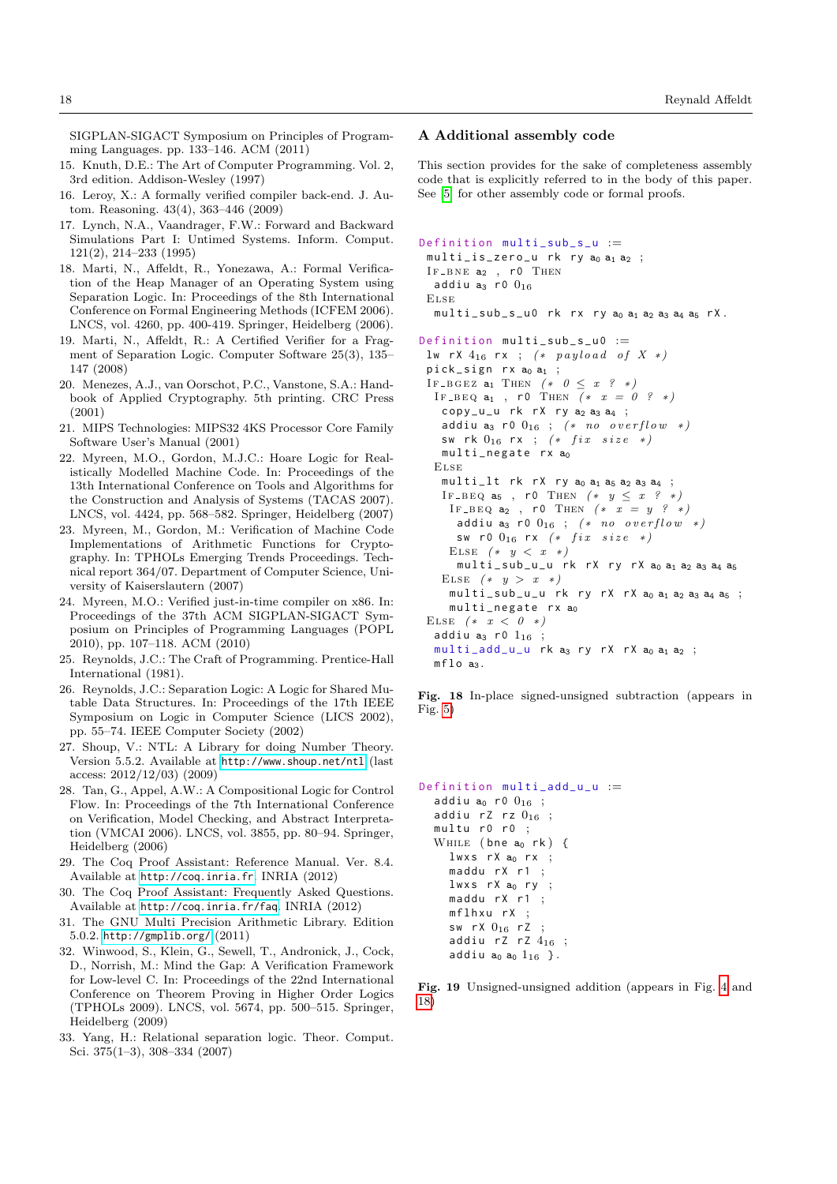SIGPLAN-SIGACT Symposium on Principles of Programming Languages. pp. 133–146. ACM (2011)

15. Knuth, D.E.: The Art of Computer Programming. Vol. 2, 3rd edition. Addison-Wesley (1997)
16. Leroy, X.: A formally verified compiler back-end. J. Autom. Reasoning. 43(4), 363–446 (2009)
17. Lynch, N.A., Vaandrager, F.W.: Forward and Backward Simulations Part I: Untimed Systems. Inform. Comput. 121(2), 214–233 (1995)
18. Marti, N., Affeldt, R., Yonezawa, A.: Formal Verification of the Heap Manager of an Operating System using Separation Logic. In: Proceedings of the 8th International Conference on Formal Engineering Methods (ICFEM 2006). LNCS, vol. 4260, pp. 400-419. Springer, Heidelberg (2006).
19. Marti, N., Affeldt, R.: A Certified Verifier for a Fragment of Separation Logic. Computer Software 25(3), 135–147 (2008)
20. Menezes, A.J., van Oorschot, P.C., Vanstone, S.A.: Handbook of Applied Cryptography. 5th printing. CRC Press (2001)
21. MIPS Technologies: MIPS32 4KS Processor Core Family Software User's Manual (2001)
22. Myreen, M.O., Gordon, M.J.C.: Hoare Logic for Realistically Modelled Machine Code. In: Proceedings of the 13th International Conference on Tools and Algorithms for the Construction and Analysis of Systems (TACAS 2007). LNCS, vol. 4424, pp. 568–582. Springer, Heidelberg (2007)
23. Myreen, M., Gordon, M.: Verification of Machine Code Implementations of Arithmetic Functions for Cryptography. In: TPHOLs Emerging Trends Proceedings. Technical report 364/07. Department of Computer Science, University of Kaiserslautern (2007)
24. Myreen, M.O.: Verified just-in-time compiler on x86. In: Proceedings of the 37th ACM SIGPLAN-SIGACT Symposium on Principles of Programming Languages (POPL 2010), pp. 107–118. ACM (2010)
25. Reynolds, J.C.: The Craft of Programming. Prentice-Hall International (1981).
26. Reynolds, J.C.: Separation Logic: A Logic for Shared Mutable Data Structures. In: Proceedings of the 17th IEEE Symposium on Logic in Computer Science (LICS 2002), pp. 55–74. IEEE Computer Society (2002)
27. Shoup, V.: NTL: A Library for doing Number Theory. Version 5.5.2. Available at http://www.shoup.net/ntl (last access: 2012/12/03) (2009)
28. Tan, G., Appel, A.W.: A Compositional Logic for Control Flow. In: Proceedings of the 7th International Conference on Verification, Model Checking, and Abstract Interpretation (VMCAI 2006). LNCS, vol. 3855, pp. 80–94. Springer, Heidelberg (2006)
29. The Coq Proof Assistant: Reference Manual. Ver. 8.4. Available at http://coq.inria.fr. INRIA (2012)
30. The Coq Proof Assistant: Frequently Asked Questions. Available at http://coq.inria.fr/faq. INRIA (2012)
31. The GNU Multi Precision Arithmetic Library. Edition 5.0.2. http://gmplib.org/ (2011)
32. Winwood, S., Klein, G., Sewell, T., Andronick, J., Cock, D., Norrish, M.: Mind the Gap: A Verification Framework for Low-level C. In: Proceedings of the 22nd International Conference on Theorem Proving in Higher Order Logics (TPHOLs 2009). LNCS, vol. 5674, pp. 500–515. Springer, Heidelberg (2009)
33. Yang, H.: Relational separation logic. Theor. Comput. Sci. 375(1–3), 308–334 (2007)

## A Additional assembly code

This section provides for the sake of completeness assembly code that is explicitly referred to in the body of this paper. See [5] for other assembly code or formal proofs.

```
Definition multi_sub_s_u :=
 multi_is_zero_u rk ry a0 a1 a2 ;
 IF_BNE a2 , r0 THEN
  addiu a3 r0 0_16
 ELSE
  multi_sub_s_u0 rk rx ry a0 a1 a2 a3 a4 a5 rX.

Definition multi_sub_s_u0 :=
 lw rX 4_16 rx ; (* payload of X *)
 pick_sign rx a0 a1 ;
 IF_BGEZ a1 THEN (* 0 ≤ x ? *)
  IF_BEQ a1 , r0 THEN (* x = 0 ? *)
   copy_u_u rk rX ry a2 a3 a4 ;
   addiu a3 r0 0_16 ; (* no overflow *)
   sw rk 0_16 rx ; (* fix size *)
   multi_negate rx a0
  ELSE
   multi_lt rk rX ry a0 a1 a5 a2 a3 a4 ;
   IF_BEQ a5 , r0 THEN (* y ≤ x ? *)
    IF_BEQ a2 , r0 THEN (* x = y ? *)
     addiu a3 r0 0_16 ; (* no overflow *)
     sw r0 0_16 rx (* fix size *)
    ELSE (* y < x *)
     multi_sub_u_u rk rX ry rX a0 a1 a2 a3 a4 a5
   ELSE (* y > x *)
    multi_sub_u_u rk ry rX rX a0 a1 a2 a3 a4 a5 ;
    multi_negate rx a0
 ELSE (* x < 0 *)
  addiu a3 r0 1_16 ;
  multi_add_u_u rk a3 ry rX rX a0 a1 a2 ;
  mflo a3.
```

**Fig. 18** In-place signed-unsigned subtraction (appears in Fig. 5)

```
Definition multi_add_u_u :=
  addiu a0 r0 0_16 ;
  addiu rZ rz 0_16 ;
  multu r0 r0 ;
  WHILE (bne a0 rk) {
   lwxs rX a0 rx ;
   maddu rX r1 ;
   lwxs rX a0 ry ;
   maddu rX r1 ;
   mflhxu rX ;
   sw rX 0_16 rZ ;
   addiu rZ rZ 4_16 ;
   addiu a0 a0 1_16 }.
```

**Fig. 19** Unsigned-unsigned addition (appears in Fig. 4 and 18)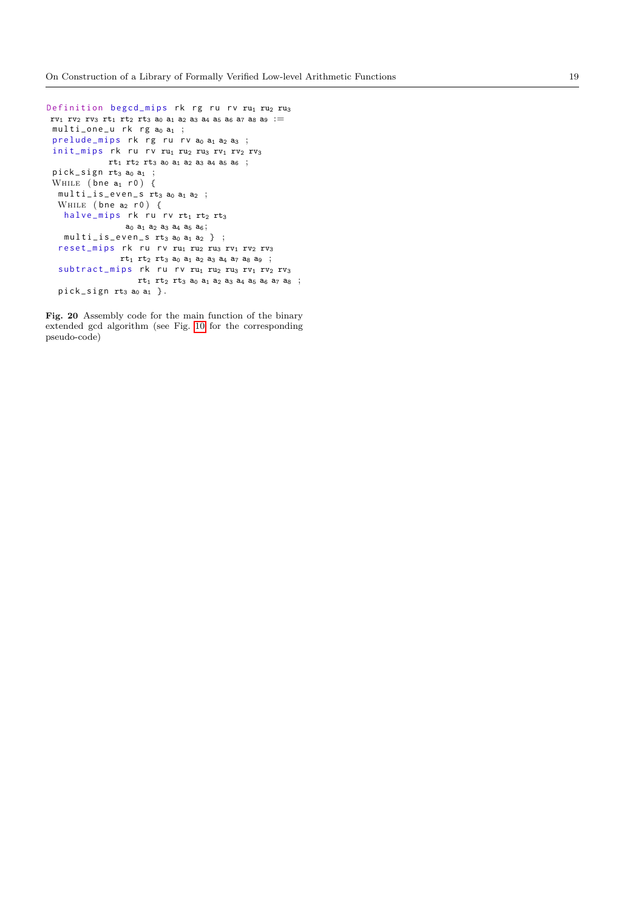```
Definition begcd_mips rk rg ru rv ru1 ru2 ru3
 rv1 rv2 rv3 rt1 rt2 rt3 a0 a1 a2 a3 a4 a5 a6 a7 a8 a9 :=
 multi_one_u rk rg a0 a1 ;
 prelude_mips rk rg ru rv a0 a1 a2 a3 ;
 init_mips rk ru rv ru1 ru2 ru3 rv1 rv2 rv3
           rt1 rt2 rt3 a0 a1 a2 a3 a4 a5 a6 ;
 pick_sign rt3 a0 a1 ;
 WHILE (bne a1 r0) {
  multi_is_even_s rt3 a0 a1 a2 ;
  WHILE (bne a2 r0) {
   halve_mips rk ru rv rt1 rt2 rt3
              a0 a1 a2 a3 a4 a5 a6;
   multi_is_even_s rt3 a0 a1 a2 } ;
  reset_mips rk ru rv ru1 ru2 ru3 rv1 rv2 rv3
             rt1 rt2 rt3 a0 a1 a2 a3 a4 a7 a8 a9 ;
  subtract_mips rk ru rv ru1 ru2 ru3 rv1 rv2 rv3
                rt1 rt2 rt3 a0 a1 a2 a3 a4 a5 a6 a7 a8 ;
  pick_sign rt3 a0 a1 }.
```

**Fig. 20** Assembly code for the main function of the binary extended gcd algorithm (see Fig. 10 for the corresponding pseudo-code)